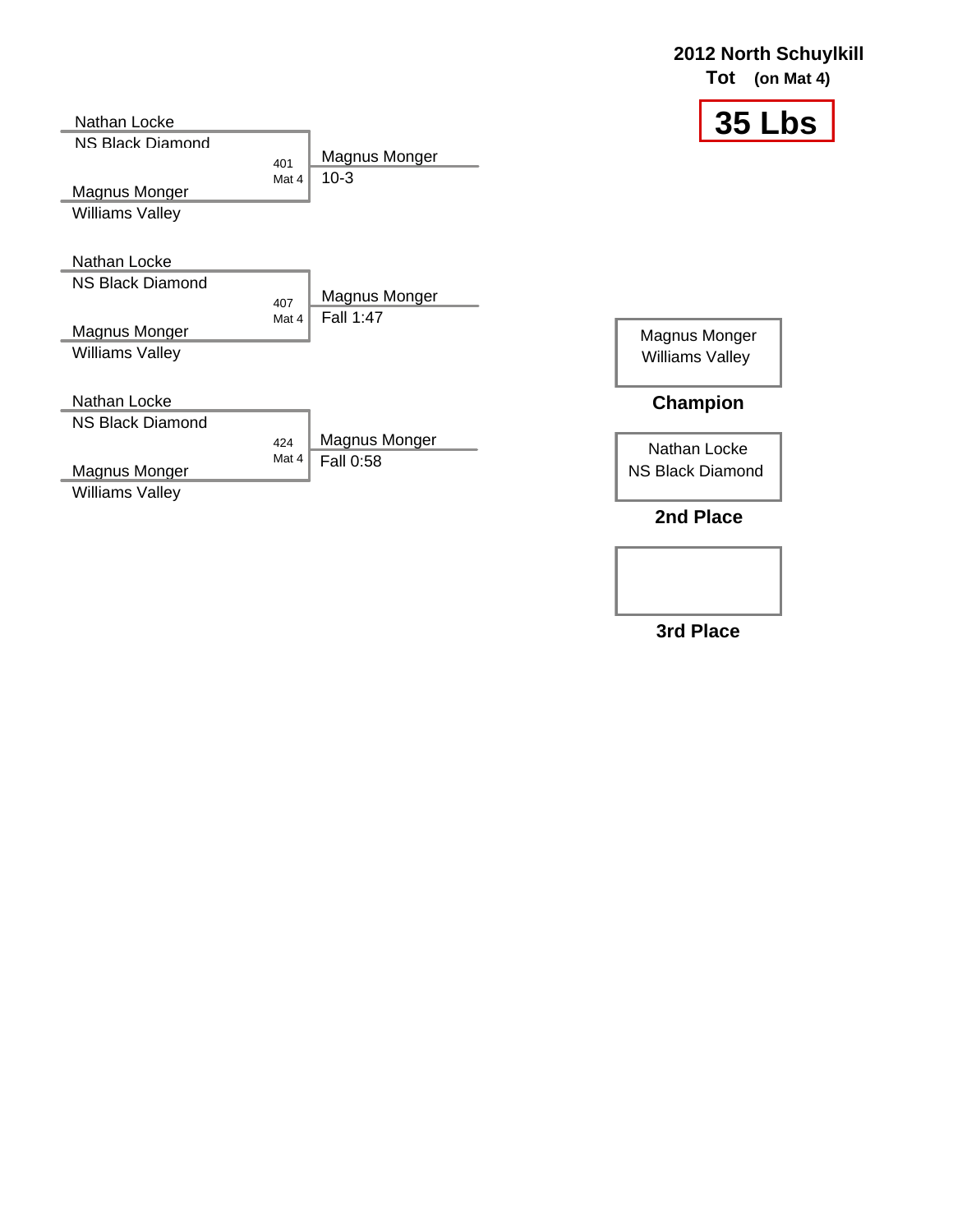# 2012 North Schuylkill

**Tot (on Mat 4)**

## 35 Lbs

| Wrestler 1 | Wrestler 2 | Bout | Mat | Winner | Result |
|---|---|---|---|---|---|
| Nathan Locke, NS Black Diamond | Magnus Monger, Williams Valley | 401 | Mat 4 | Magnus Monger | 10-3 |
| Nathan Locke, NS Black Diamond | Magnus Monger, Williams Valley | 407 | Mat 4 | Magnus Monger | Fall 1:47 |
| Nathan Locke, NS Black Diamond | Magnus Monger, Williams Valley | 424 | Mat 4 | Magnus Monger | Fall 0:58 |

**Champion**
Magnus Monger
Williams Valley

**2nd Place**
Nathan Locke
NS Black Diamond

**3rd Place**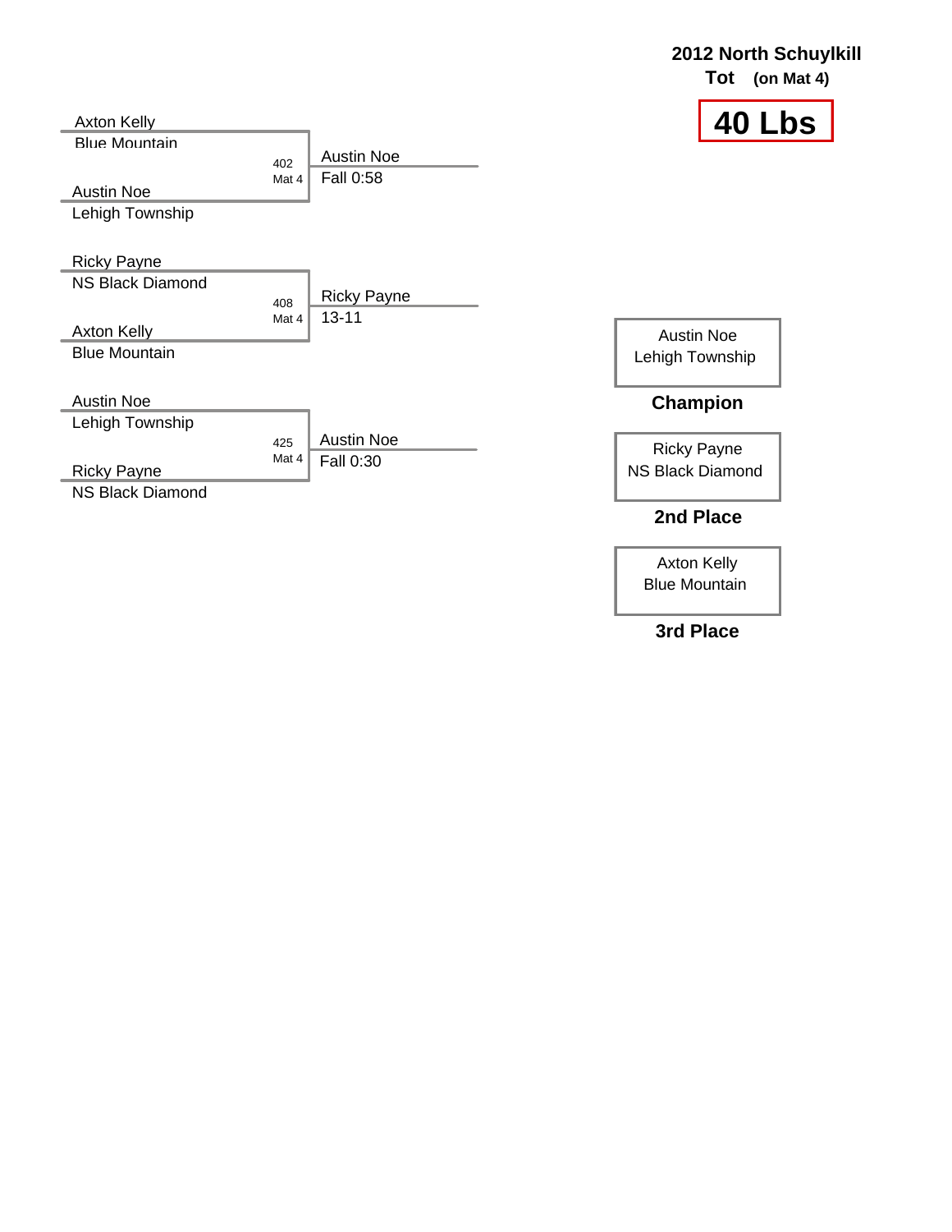## 2012 North Schuylkill

**Tot (on Mat 4)**

# 40 Lbs

| Bout | Mat | Wrestler 1 | Wrestler 2 | Winner | Result |
|---|---|---|---|---|---|
| 402 | Mat 4 | Axton Kelly (Blue Mountain) | Austin Noe (Lehigh Township) | Austin Noe | Fall 0:58 |
| 408 | Mat 4 | Ricky Payne (NS Black Diamond) | Axton Kelly (Blue Mountain) | Ricky Payne | 13-11 |
| 425 | Mat 4 | Austin Noe (Lehigh Township) | Ricky Payne (NS Black Diamond) | Austin Noe | Fall 0:30 |

**Champion:** Austin Noe, Lehigh Township

**2nd Place:** Ricky Payne, NS Black Diamond

**3rd Place:** Axton Kelly, Blue Mountain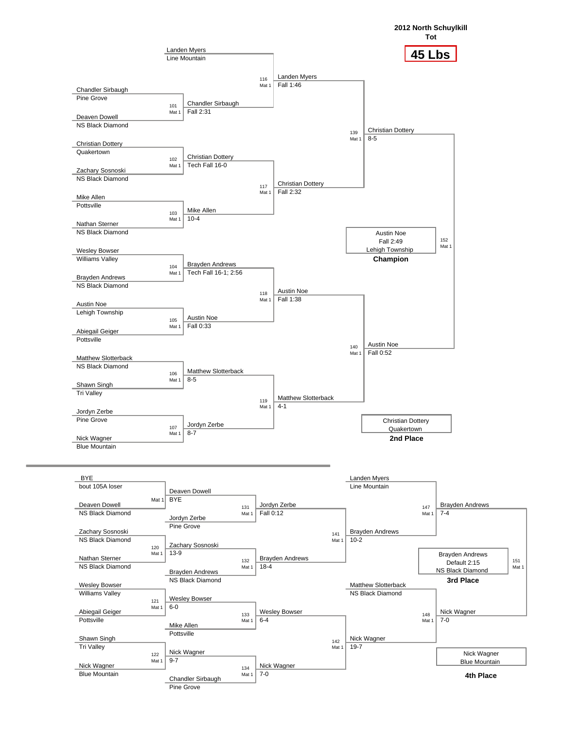# 2012 North Schuylkill Tot

## 45 Lbs

### Championship Bracket

| Bout | Mat | Wrestler 1 | Wrestler 2 | Winner | Result |
|---|---|---|---|---|---|
| 101 | Mat 1 | Chandler Sirbaugh (Pine Grove) | Deaven Dowell (NS Black Diamond) | Chandler Sirbaugh | Fall 2:31 |
| 102 | Mat 1 | Christian Dottery (Quakertown) | Zachary Sosnoski (NS Black Diamond) | Christian Dottery | Tech Fall 16-0 |
| 103 | Mat 1 | Mike Allen (Pottsville) | Nathan Sterner (NS Black Diamond) | Mike Allen | 10-4 |
| 104 | Mat 1 | Wesley Bowser (Williams Valley) | Brayden Andrews (NS Black Diamond) | Brayden Andrews | Tech Fall 16-1; 2:56 |
| 105 | Mat 1 | Austin Noe (Lehigh Township) | Abiegail Geiger (Pottsville) | Austin Noe | Fall 0:33 |
| 106 | Mat 1 | Matthew Slotterback (NS Black Diamond) | Shawn Singh (Tri Valley) | Matthew Slotterback | 8-5 |
| 107 | Mat 1 | Jordyn Zerbe (Pine Grove) | Nick Wagner (Blue Mountain) | Jordyn Zerbe | 8-7 |
| 116 | Mat 1 | Landen Myers (Line Mountain) | Chandler Sirbaugh | Landen Myers | Fall 1:46 |
| 117 | Mat 1 | Christian Dottery | Mike Allen | Christian Dottery | Fall 2:32 |
| 118 | Mat 1 | Brayden Andrews | Austin Noe | Austin Noe | Fall 1:38 |
| 119 | Mat 1 | Matthew Slotterback | Jordyn Zerbe | Matthew Slotterback | 4-1 |
| 139 | Mat 1 | Landen Myers | Christian Dottery | Christian Dottery | 8-5 |
| 140 | Mat 1 | Austin Noe | Matthew Slotterback | Austin Noe | Fall 0:52 |
| 152 | Mat 1 | Christian Dottery | Austin Noe | Austin Noe | Fall 2:49 |

**Champion:** Austin Noe, Lehigh Township (Fall 2:49)

**2nd Place:** Christian Dottery, Quakertown

### Consolation Bracket

| Bout | Mat | Wrestler 1 | Wrestler 2 | Winner | Result |
|---|---|---|---|---|---|
| | Mat 1 | BYE (bout 105A loser) | Deaven Dowell (NS Black Diamond) | Deaven Dowell | BYE |
| 120 | Mat 1 | Zachary Sosnoski (NS Black Diamond) | Nathan Sterner (NS Black Diamond) | Zachary Sosnoski | 13-9 |
| 121 | Mat 1 | Wesley Bowser (Williams Valley) | Abiegail Geiger (Pottsville) | Wesley Bowser | 6-0 |
| 122 | Mat 1 | Shawn Singh (Tri Valley) | Nick Wagner (Blue Mountain) | Nick Wagner | 9-7 |
| 131 | Mat 1 | Deaven Dowell | Jordyn Zerbe (Pine Grove) | Jordyn Zerbe | Fall 0:12 |
| 132 | Mat 1 | Zachary Sosnoski | Brayden Andrews (NS Black Diamond) | Brayden Andrews | 18-4 |
| 133 | Mat 1 | Wesley Bowser | Mike Allen (Pottsville) | Wesley Bowser | 6-4 |
| 134 | Mat 1 | Nick Wagner | Chandler Sirbaugh (Pine Grove) | Nick Wagner | 7-0 |
| 141 | Mat 1 | Jordyn Zerbe | Brayden Andrews | Brayden Andrews | 10-2 |
| 142 | Mat 1 | Wesley Bowser | Nick Wagner | Nick Wagner | 19-7 |
| 147 | Mat 1 | Landen Myers (Line Mountain) | Brayden Andrews | Brayden Andrews | 7-4 |
| 148 | Mat 1 | Matthew Slotterback (NS Black Diamond) | Nick Wagner | Nick Wagner | 7-0 |
| 151 | Mat 1 | Brayden Andrews | Nick Wagner | Brayden Andrews | Default 2:15 |

**3rd Place:** Brayden Andrews, NS Black Diamond (Default 2:15)

**4th Place:** Nick Wagner, Blue Mountain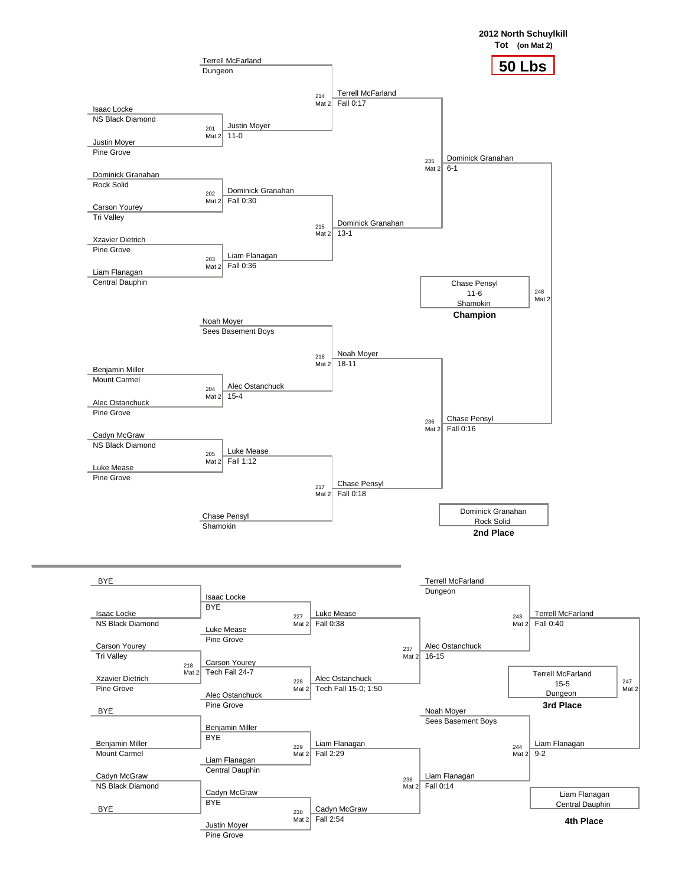**2012 North Schuylkill**

**Tot** (on Mat 2)

# 50 Lbs

## Championship Bracket

| Bout | Mat | Wrestler 1 | Team | Wrestler 2 | Team | Winner | Result |
|---|---|---|---|---|---|---|---|
| 201 | Mat 2 | Isaac Locke | NS Black Diamond | Justin Moyer | Pine Grove | Justin Moyer | 11-0 |
| 202 | Mat 2 | Dominick Granahan | Rock Solid | Carson Yourey | Tri Valley | Dominick Granahan | Fall 0:30 |
| 203 | Mat 2 | Xzavier Dietrich | Pine Grove | Liam Flanagan | Central Dauphin | Liam Flanagan | Fall 0:36 |
| 204 | Mat 2 | Benjamin Miller | Mount Carmel | Alec Ostanchuck | Pine Grove | Alec Ostanchuck | 15-4 |
| 205 | Mat 2 | Cadyn McGraw | NS Black Diamond | Luke Mease | Pine Grove | Luke Mease | Fall 1:12 |
| 214 | Mat 2 | Terrell McFarland | Dungeon | Justin Moyer | | Terrell McFarland | Fall 0:17 |
| 215 | Mat 2 | Dominick Granahan | | Liam Flanagan | | Dominick Granahan | 13-1 |
| 216 | Mat 2 | Noah Moyer | Sees Basement Boys | Alec Ostanchuck | | Noah Moyer | 18-11 |
| 217 | Mat 2 | Luke Mease | | Chase Pensyl | Shamokin | Chase Pensyl | Fall 0:18 |
| 235 | Mat 2 | Terrell McFarland | | Dominick Granahan | | Dominick Granahan | 6-1 |
| 236 | Mat 2 | Noah Moyer | | Chase Pensyl | | Chase Pensyl | Fall 0:16 |
| 248 | Mat 2 | Dominick Granahan | | Chase Pensyl | | Chase Pensyl | 11-6 |

**Champion:** Chase Pensyl, Shamokin (11-6)

**2nd Place:** Dominick Granahan, Rock Solid

## Consolation Bracket

| Bout | Mat | Wrestler 1 | Team | Wrestler 2 | Team | Winner | Result |
|---|---|---|---|---|---|---|---|
| | | BYE | | Isaac Locke | NS Black Diamond | Isaac Locke | BYE |
| 218 | Mat 2 | Carson Yourey | Tri Valley | Xzavier Dietrich | Pine Grove | Carson Yourey | Tech Fall 24-7 |
| | | BYE | | Benjamin Miller | Mount Carmel | Benjamin Miller | BYE |
| | | Cadyn McGraw | NS Black Diamond | BYE | | Cadyn McGraw | BYE |
| 227 | Mat 2 | Isaac Locke | | Luke Mease | Pine Grove | Luke Mease | Fall 0:38 |
| 228 | Mat 2 | Carson Yourey | | Alec Ostanchuck | Pine Grove | Alec Ostanchuck | Tech Fall 15-0; 1:50 |
| 229 | Mat 2 | Benjamin Miller | | Liam Flanagan | Central Dauphin | Liam Flanagan | Fall 2:29 |
| 230 | Mat 2 | Cadyn McGraw | | Justin Moyer | Pine Grove | Cadyn McGraw | Fall 2:54 |
| 237 | Mat 2 | Luke Mease | | Alec Ostanchuck | | Alec Ostanchuck | 16-15 |
| 238 | Mat 2 | Liam Flanagan | | Cadyn McGraw | | Liam Flanagan | Fall 0:14 |
| 243 | Mat 2 | Terrell McFarland | Dungeon | Alec Ostanchuck | | Terrell McFarland | Fall 0:40 |
| 244 | Mat 2 | Noah Moyer | Sees Basement Boys | Liam Flanagan | | Liam Flanagan | 9-2 |
| 247 | Mat 2 | Terrell McFarland | | Liam Flanagan | | Terrell McFarland | 15-5 |

**3rd Place:** Terrell McFarland, Dungeon (15-5)

**4th Place:** Liam Flanagan, Central Dauphin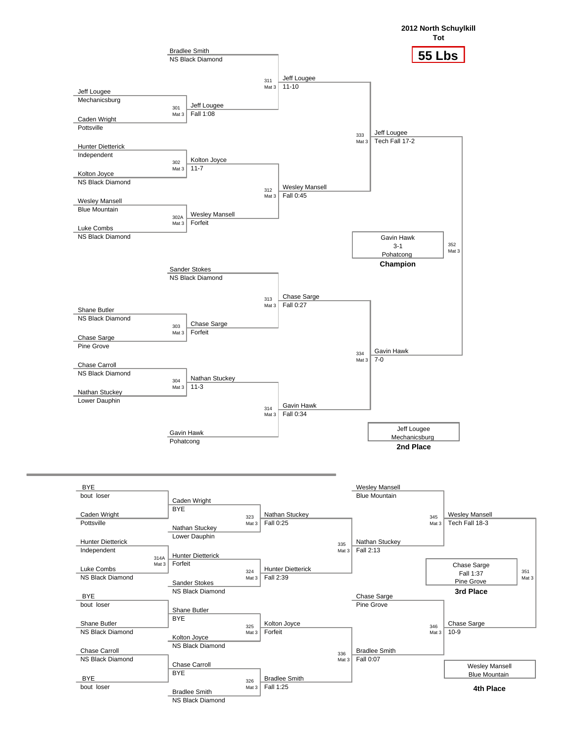# 2012 North Schuylkill

## Tot

## 55 Lbs

### Championship Bracket

| Bout | Mat | Wrestler 1 | Wrestler 2 | Winner | Result |
|---|---|---|---|---|---|
| 301 | Mat 3 | Jeff Lougee (Mechanicsburg) | Caden Wright (Pottsville) | Jeff Lougee | Fall 1:08 |
| 302 | Mat 3 | Hunter Dietterick (Independent) | Kolton Joyce (NS Black Diamond) | Kolton Joyce | 11-7 |
| 302A | Mat 3 | Wesley Mansell (Blue Mountain) | Luke Combs (NS Black Diamond) | Wesley Mansell | Forfeit |
| 303 | Mat 3 | Shane Butler (NS Black Diamond) | Chase Sarge (Pine Grove) | Chase Sarge | Forfeit |
| 304 | Mat 3 | Chase Carroll (NS Black Diamond) | Nathan Stuckey (Lower Dauphin) | Nathan Stuckey | 11-3 |
| 311 | Mat 3 | Bradlee Smith (NS Black Diamond) | Jeff Lougee | Jeff Lougee | 11-10 |
| 312 | Mat 3 | Kolton Joyce | Wesley Mansell | Wesley Mansell | Fall 0:45 |
| 313 | Mat 3 | Sander Stokes (NS Black Diamond) | Chase Sarge | Chase Sarge | Fall 0:27 |
| 314 | Mat 3 | Nathan Stuckey | Gavin Hawk (Pohatcong) | Gavin Hawk | Fall 0:34 |
| 333 | Mat 3 | Jeff Lougee | Wesley Mansell | Jeff Lougee | Tech Fall 17-2 |
| 334 | Mat 3 | Chase Sarge | Gavin Hawk | Gavin Hawk | 7-0 |
| 352 | Mat 3 | Jeff Lougee | Gavin Hawk | Gavin Hawk | 3-1 |

**Champion:** Gavin Hawk, Pohatcong (3-1)

**2nd Place:** Jeff Lougee, Mechanicsburg

### Consolation Bracket

| Bout | Mat | Wrestler 1 | Wrestler 2 | Winner | Result |
|---|---|---|---|---|---|
| | | BYE (bout loser) | Caden Wright (Pottsville) | Caden Wright | BYE |
| 314A | Mat 3 | Hunter Dietterick (Independent) | Luke Combs (NS Black Diamond) | Hunter Dietterick | Forfeit |
| | | BYE (bout loser) | Shane Butler (NS Black Diamond) | Shane Butler | BYE |
| | | Chase Carroll (NS Black Diamond) | BYE (bout loser) | Chase Carroll | BYE |
| 323 | Mat 3 | Caden Wright | Nathan Stuckey (Lower Dauphin) | Nathan Stuckey | Fall 0:25 |
| 324 | Mat 3 | Hunter Dietterick | Sander Stokes (NS Black Diamond) | Hunter Dietterick | Fall 2:39 |
| 325 | Mat 3 | Shane Butler | Kolton Joyce (NS Black Diamond) | Kolton Joyce | Forfeit |
| 326 | Mat 3 | Chase Carroll | Bradlee Smith (NS Black Diamond) | Bradlee Smith | Fall 1:25 |
| 335 | Mat 3 | Nathan Stuckey | Hunter Dietterick | Nathan Stuckey | Fall 2:13 |
| 336 | Mat 3 | Kolton Joyce | Bradlee Smith | Bradlee Smith | Fall 0:07 |
| 345 | Mat 3 | Wesley Mansell (Blue Mountain) | Nathan Stuckey | Wesley Mansell | Tech Fall 18-3 |
| 346 | Mat 3 | Chase Sarge (Pine Grove) | Bradlee Smith | Chase Sarge | 10-9 |
| 351 | Mat 3 | Wesley Mansell | Chase Sarge | Chase Sarge | Fall 1:37 |

**3rd Place:** Chase Sarge, Pine Grove (Fall 1:37)

**4th Place:** Wesley Mansell, Blue Mountain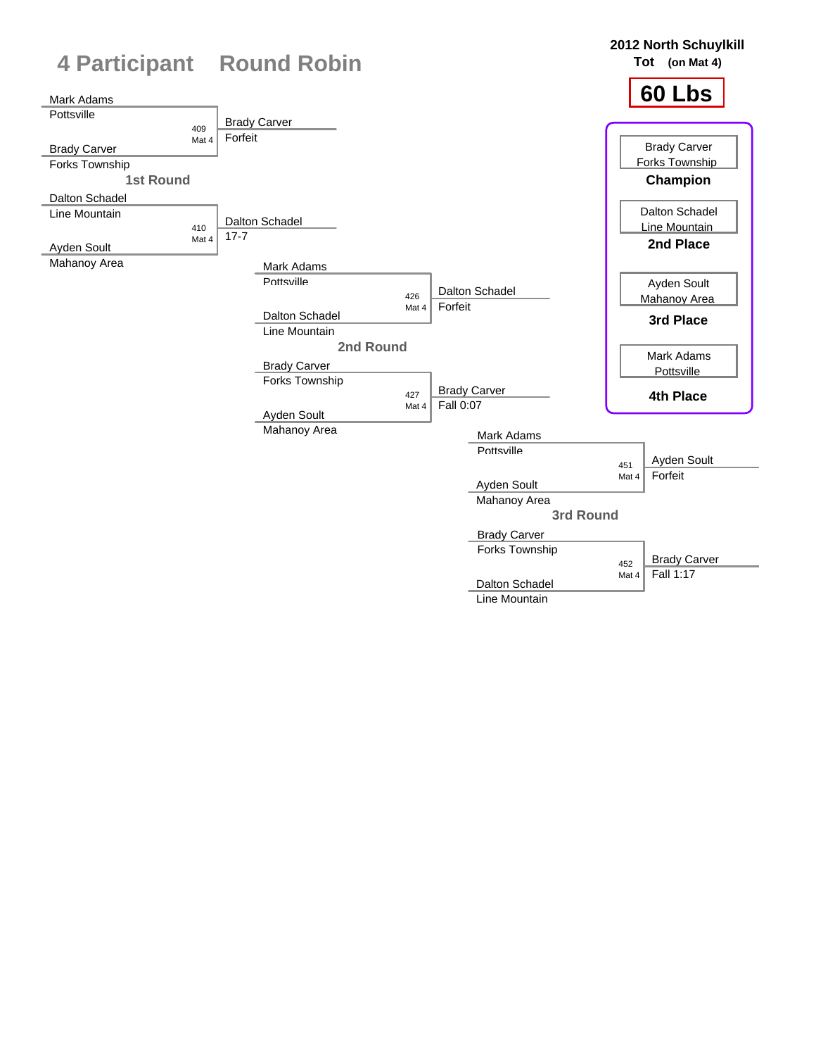# 4 Participant Round Robin

**2012 North Schuylkill**
**Tot (on Mat 4)**

## 60 Lbs

### 1st Round

| Bout | Mat | Wrestler 1 | Wrestler 2 | Winner | Result |
|---|---|---|---|---|---|
| 409 | Mat 4 | Mark Adams (Pottsville) | Brady Carver (Forks Township) | Brady Carver | Forfeit |
| 410 | Mat 4 | Dalton Schadel (Line Mountain) | Ayden Soult (Mahanoy Area) | Dalton Schadel | 17-7 |

### 2nd Round

| Bout | Mat | Wrestler 1 | Wrestler 2 | Winner | Result |
|---|---|---|---|---|---|
| 426 | Mat 4 | Mark Adams (Pottsville) | Dalton Schadel (Line Mountain) | Dalton Schadel | Forfeit |
| 427 | Mat 4 | Brady Carver (Forks Township) | Ayden Soult (Mahanoy Area) | Brady Carver | Fall 0:07 |

### 3rd Round

| Bout | Mat | Wrestler 1 | Wrestler 2 | Winner | Result |
|---|---|---|---|---|---|
| 451 | Mat 4 | Mark Adams (Pottsville) | Ayden Soult (Mahanoy Area) | Ayden Soult | Forfeit |
| 452 | Mat 4 | Brady Carver (Forks Township) | Dalton Schadel (Line Mountain) | Brady Carver | Fall 1:17 |

### Final Placements

| Place | Wrestler | Team |
|---|---|---|
| **Champion** | Brady Carver | Forks Township |
| **2nd Place** | Dalton Schadel | Line Mountain |
| **3rd Place** | Ayden Soult | Mahanoy Area |
| **4th Place** | Mark Adams | Pottsville |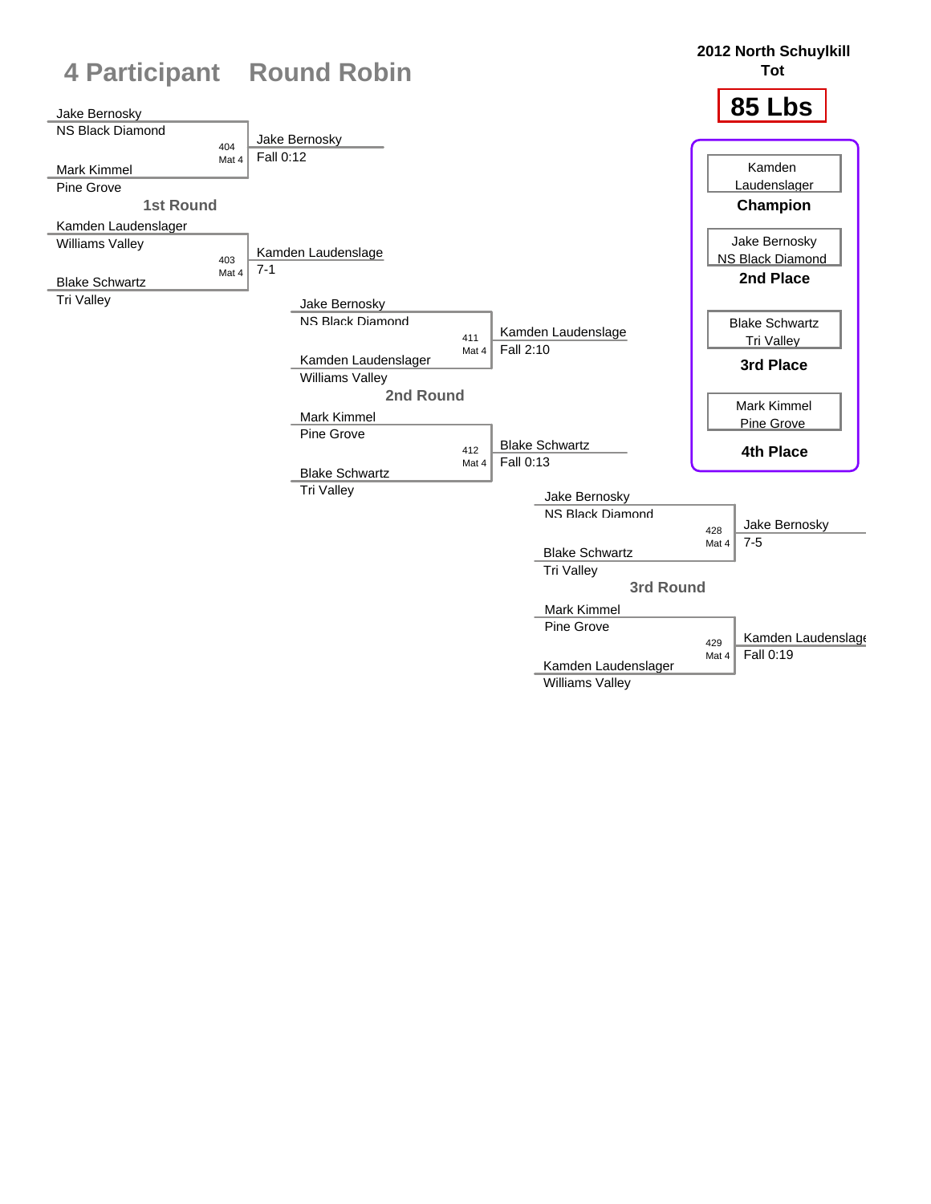# 4 Participant Round Robin

**2012 North Schuylkill Tot**

## 85 Lbs

### 1st Round

| Bout | Mat | Wrestler 1 | Team 1 | Wrestler 2 | Team 2 | Winner | Result |
|---|---|---|---|---|---|---|---|
| 404 | Mat 4 | Jake Bernosky | NS Black Diamond | Mark Kimmel | Pine Grove | Jake Bernosky | Fall 0:12 |
| 403 | Mat 4 | Kamden Laudenslager | Williams Valley | Blake Schwartz | Tri Valley | Kamden Laudenslage | 7-1 |

### 2nd Round

| Bout | Mat | Wrestler 1 | Team 1 | Wrestler 2 | Team 2 | Winner | Result |
|---|---|---|---|---|---|---|---|
| 411 | Mat 4 | Jake Bernosky | NS Black Diamond | Kamden Laudenslager | Williams Valley | Kamden Laudenslage | Fall 2:10 |
| 412 | Mat 4 | Mark Kimmel | Pine Grove | Blake Schwartz | Tri Valley | Blake Schwartz | Fall 0:13 |

### 3rd Round

| Bout | Mat | Wrestler 1 | Team 1 | Wrestler 2 | Team 2 | Winner | Result |
|---|---|---|---|---|---|---|---|
| 428 | Mat 4 | Jake Bernosky | NS Black Diamond | Blake Schwartz | Tri Valley | Jake Bernosky | 7-5 |
| 429 | Mat 4 | Mark Kimmel | Pine Grove | Kamden Laudenslager | Williams Valley | Kamden Laudenslage | Fall 0:19 |

### Final Standings

| Place | Wrestler | Team |
|---|---|---|
| **Champion** | Kamden Laudenslager | |
| **2nd Place** | Jake Bernosky | NS Black Diamond |
| **3rd Place** | Blake Schwartz | Tri Valley |
| **4th Place** | Mark Kimmel | Pine Grove |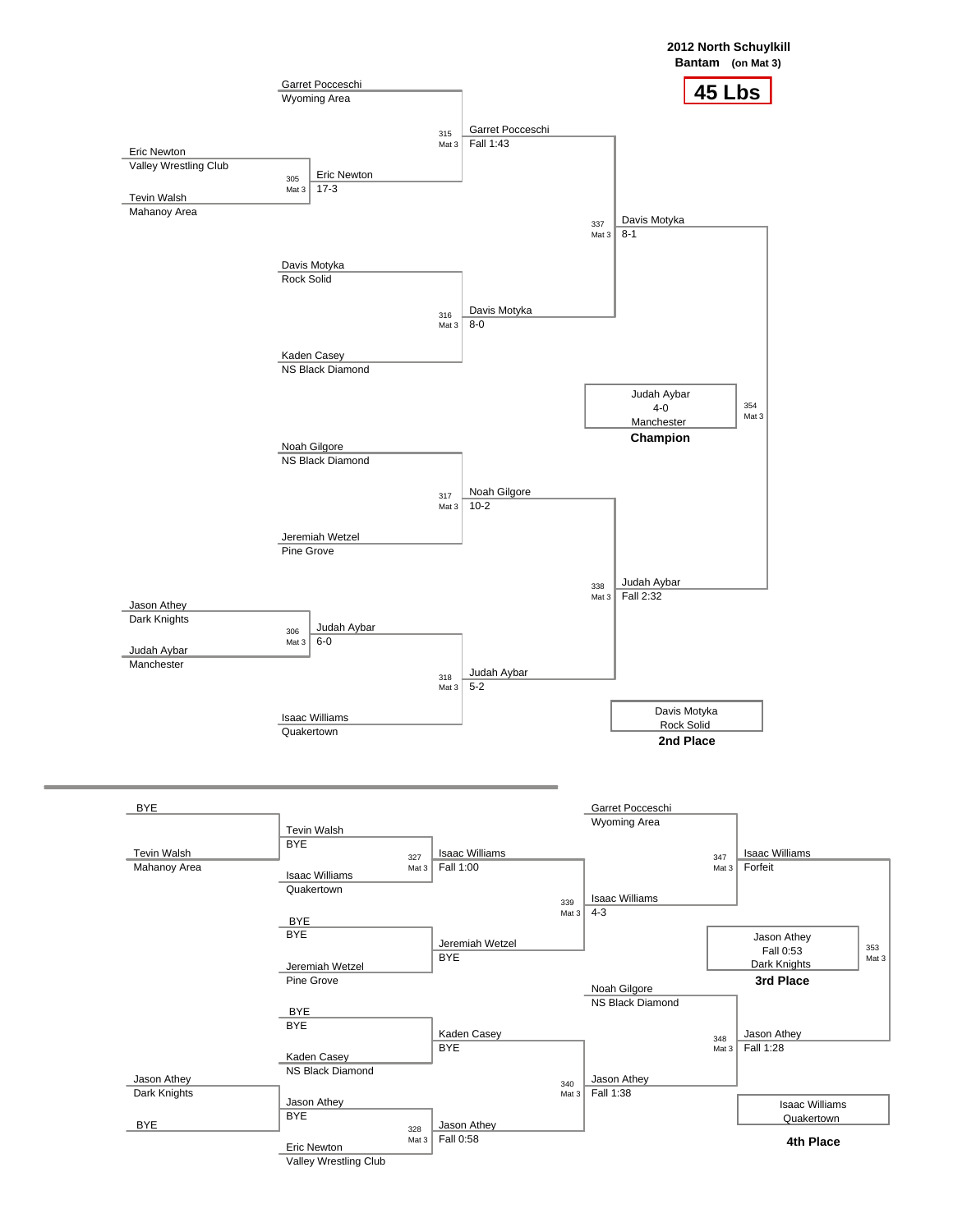**2012 North Schuylkill**

**Bantam** (on Mat 3)

# 45 Lbs

## Championship Bracket

| Bout | Mat | Wrestler 1 | Wrestler 2 | Winner | Result |
|---|---|---|---|---|---|
| 305 | Mat 3 | Eric Newton (Valley Wrestling Club) | Tevin Walsh (Mahanoy Area) | Eric Newton | 17-3 |
| 306 | Mat 3 | Jason Athey (Dark Knights) | Judah Aybar (Manchester) | Judah Aybar | 6-0 |
| 315 | Mat 3 | Garret Pocceschi (Wyoming Area) | Eric Newton | Garret Pocceschi | Fall 1:43 |
| 316 | Mat 3 | Davis Motyka (Rock Solid) | Kaden Casey (NS Black Diamond) | Davis Motyka | 8-0 |
| 317 | Mat 3 | Noah Gilgore (NS Black Diamond) | Jeremiah Wetzel (Pine Grove) | Noah Gilgore | 10-2 |
| 318 | Mat 3 | Judah Aybar | Isaac Williams (Quakertown) | Judah Aybar | 5-2 |
| 337 | Mat 3 | Garret Pocceschi | Davis Motyka | Davis Motyka | 8-1 |
| 338 | Mat 3 | Noah Gilgore | Judah Aybar | Judah Aybar | Fall 2:32 |
| 354 | Mat 3 | Davis Motyka | Judah Aybar | Judah Aybar | 4-0 |

**Champion:** Judah Aybar, 4-0, Manchester

**2nd Place:** Davis Motyka, Rock Solid

## Consolation Bracket

| Bout | Mat | Wrestler 1 | Wrestler 2 | Winner | Result |
|---|---|---|---|---|---|
| | | BYE | Tevin Walsh (Mahanoy Area) | Tevin Walsh | BYE |
| | | Jason Athey (Dark Knights) | BYE | Jason Athey | BYE |
| 327 | Mat 3 | Tevin Walsh | Isaac Williams (Quakertown) | Isaac Williams | Fall 1:00 |
| | | BYE | Jeremiah Wetzel (Pine Grove) | Jeremiah Wetzel | BYE |
| | | BYE | Kaden Casey (NS Black Diamond) | Kaden Casey | BYE |
| 328 | Mat 3 | Jason Athey | Eric Newton (Valley Wrestling Club) | Jason Athey | Fall 0:58 |
| 339 | Mat 3 | Isaac Williams | Jeremiah Wetzel | Isaac Williams | 4-3 |
| 340 | Mat 3 | Kaden Casey | Jason Athey | Jason Athey | Fall 1:38 |
| 347 | Mat 3 | Garret Pocceschi (Wyoming Area) | Isaac Williams | Isaac Williams | Forfeit |
| 348 | Mat 3 | Noah Gilgore (NS Black Diamond) | Jason Athey | Jason Athey | Fall 1:28 |
| 353 | Mat 3 | Isaac Williams | Jason Athey | Jason Athey | Fall 0:53 |

**3rd Place:** Jason Athey, Fall 0:53, Dark Knights

**4th Place:** Isaac Williams, Quakertown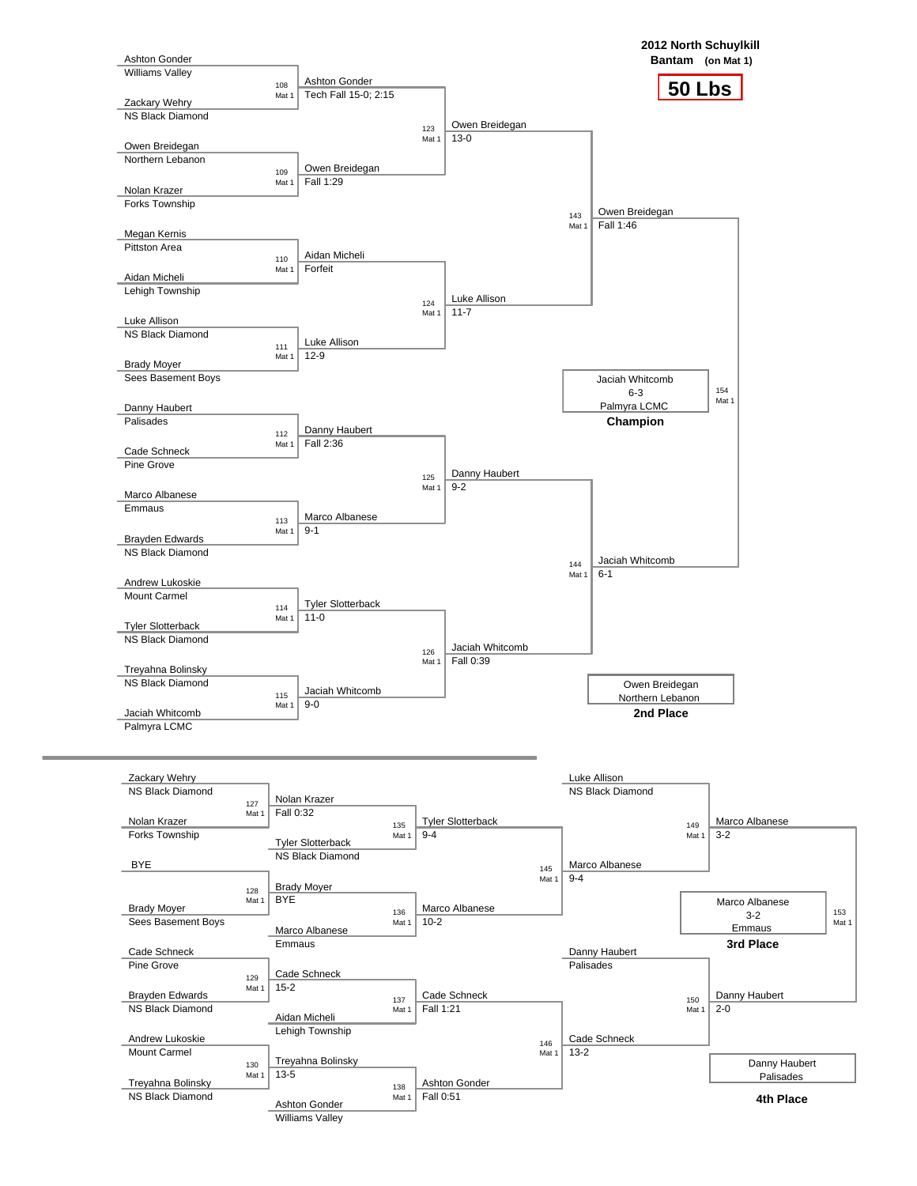# 2012 North Schuylkill

**Bantam** (on Mat 1)

**50 Lbs**

## Championship Bracket

### First Round

| Bout | Mat | Wrestler 1 | Team 1 | Wrestler 2 | Team 2 | Winner | Result |
|---|---|---|---|---|---|---|---|
| 108 | Mat 1 | Ashton Gonder | Williams Valley | Zackary Wehry | NS Black Diamond | Ashton Gonder | Tech Fall 15-0; 2:15 |
| 109 | Mat 1 | Owen Breidegan | Northern Lebanon | Nolan Krazer | Forks Township | Owen Breidegan | Fall 1:29 |
| 110 | Mat 1 | Megan Kernis | Pittston Area | Aidan Micheli | Lehigh Township | Aidan Micheli | Forfeit |
| 111 | Mat 1 | Luke Allison | NS Black Diamond | Brady Moyer | Sees Basement Boys | Luke Allison | 12-9 |
| 112 | Mat 1 | Danny Haubert | Palisades | Cade Schneck | Pine Grove | Danny Haubert | Fall 2:36 |
| 113 | Mat 1 | Marco Albanese | Emmaus | Brayden Edwards | NS Black Diamond | Marco Albanese | 9-1 |
| 114 | Mat 1 | Andrew Lukoskie | Mount Carmel | Tyler Slotterback | NS Black Diamond | Tyler Slotterback | 11-0 |
| 115 | Mat 1 | Treyahna Bolinsky | NS Black Diamond | Jaciah Whitcomb | Palmyra LCMC | Jaciah Whitcomb | 9-0 |

### Quarterfinals

| Bout | Mat | Winner | Result |
|---|---|---|---|
| 123 | Mat 1 | Owen Breidegan | 13-0 |
| 124 | Mat 1 | Luke Allison | 11-7 |
| 125 | Mat 1 | Danny Haubert | 9-2 |
| 126 | Mat 1 | Jaciah Whitcomb | Fall 0:39 |

### Semifinals

| Bout | Mat | Winner | Result |
|---|---|---|---|
| 143 | Mat 1 | Owen Breidegan | Fall 1:46 |
| 144 | Mat 1 | Jaciah Whitcomb | 6-1 |

### Final

| Bout | Mat | Winner | Result | Team |
|---|---|---|---|---|
| 154 | Mat 1 | Jaciah Whitcomb | 6-3 | Palmyra LCMC |

**Champion:** Jaciah Whitcomb, Palmyra LCMC

**2nd Place:** Owen Breidegan, Northern Lebanon

## Consolation Bracket

### Consolation Round 1

| Bout | Mat | Wrestler 1 | Team 1 | Wrestler 2 | Team 2 | Winner | Result |
|---|---|---|---|---|---|---|---|
| 127 | Mat 1 | Zackary Wehry | NS Black Diamond | Nolan Krazer | Forks Township | Nolan Krazer | Fall 0:32 |
| 128 | Mat 1 | BYE | | Brady Moyer | Sees Basement Boys | Brady Moyer | BYE |
| 129 | Mat 1 | Cade Schneck | Pine Grove | Brayden Edwards | NS Black Diamond | Cade Schneck | 15-2 |
| 130 | Mat 1 | Andrew Lukoskie | Mount Carmel | Treyahna Bolinsky | NS Black Diamond | Treyahna Bolinsky | 13-5 |

### Consolation Round 2

| Bout | Mat | Wrestler 1 | Wrestler 2 | Team 2 | Winner | Result |
|---|---|---|---|---|---|---|
| 135 | Mat 1 | Nolan Krazer | Tyler Slotterback | NS Black Diamond | Tyler Slotterback | 9-4 |
| 136 | Mat 1 | Brady Moyer | Marco Albanese | Emmaus | Marco Albanese | 10-2 |
| 137 | Mat 1 | Cade Schneck | Aidan Micheli | Lehigh Township | Cade Schneck | Fall 1:21 |
| 138 | Mat 1 | Treyahna Bolinsky | Ashton Gonder | Williams Valley | Ashton Gonder | Fall 0:51 |

### Consolation Round 3

| Bout | Mat | Winner | Result |
|---|---|---|---|
| 145 | Mat 1 | Marco Albanese | 9-4 |
| 146 | Mat 1 | Cade Schneck | 13-2 |

### Consolation Semifinals

| Bout | Mat | Wrestler 1 | Team 1 | Wrestler 2 | Winner | Result |
|---|---|---|---|---|---|---|
| 149 | Mat 1 | Luke Allison | NS Black Diamond | Marco Albanese | Marco Albanese | 3-2 |
| 150 | Mat 1 | Danny Haubert | Palisades | Cade Schneck | Danny Haubert | 2-0 |

### 3rd Place Match

| Bout | Mat | Winner | Result | Team |
|---|---|---|---|---|
| 153 | Mat 1 | Marco Albanese | 3-2 | Emmaus |

**3rd Place:** Marco Albanese, Emmaus

**4th Place:** Danny Haubert, Palisades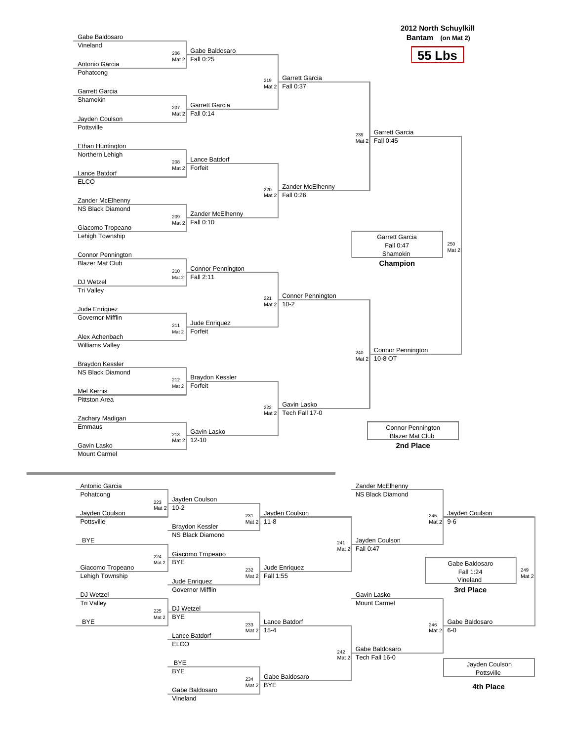# 2012 North Schuylkill

**Bantam** (on Mat 2)

**55 Lbs**

## Championship Bracket

### First Round

| Bout | Mat | Wrestler 1 | Wrestler 2 | Winner | Result |
|---|---|---|---|---|---|
| 206 | Mat 2 | Gabe Baldosaro (Vineland) | Antonio Garcia (Pohatcong) | Gabe Baldosaro | Fall 0:25 |
| 207 | Mat 2 | Garrett Garcia (Shamokin) | Jayden Coulson (Pottsville) | Garrett Garcia | Fall 0:14 |
| 208 | Mat 2 | Ethan Huntington (Northern Lehigh) | Lance Batdorf (ELCO) | Lance Batdorf | Forfeit |
| 209 | Mat 2 | Zander McElhenny (NS Black Diamond) | Giacomo Tropeano (Lehigh Township) | Zander McElhenny | Fall 0:10 |
| 210 | Mat 2 | Connor Pennington (Blazer Mat Club) | DJ Wetzel (Tri Valley) | Connor Pennington | Fall 2:11 |
| 211 | Mat 2 | Jude Enriquez (Governor Mifflin) | Alex Achenbach (Williams Valley) | Jude Enriquez | Forfeit |
| 212 | Mat 2 | Braydon Kessler (NS Black Diamond) | Mel Kernis (Pittston Area) | Braydon Kessler | Forfeit |
| 213 | Mat 2 | Zachary Madigan (Emmaus) | Gavin Lasko (Mount Carmel) | Gavin Lasko | 12-10 |

### Quarterfinals

| Bout | Mat | Winner | Result |
|---|---|---|---|
| 219 | Mat 2 | Garrett Garcia | Fall 0:37 |
| 220 | Mat 2 | Zander McElhenny | Fall 0:26 |
| 221 | Mat 2 | Connor Pennington | 10-2 |
| 222 | Mat 2 | Gavin Lasko | Tech Fall 17-0 |

### Semifinals

| Bout | Mat | Winner | Result |
|---|---|---|---|
| 239 | Mat 2 | Garrett Garcia | Fall 0:45 |
| 240 | Mat 2 | Connor Pennington | 10-8 OT |

### Final

| Bout | Mat | Winner | Result |
|---|---|---|---|
| 250 | Mat 2 | Garrett Garcia (Shamokin) | Fall 0:47 |

**Champion:** Garrett Garcia, Shamokin — Fall 0:47

**2nd Place:** Connor Pennington, Blazer Mat Club

## Consolation Bracket

| Bout | Mat | Wrestler 1 | Wrestler 2 | Winner | Result |
|---|---|---|---|---|---|
| 223 | Mat 2 | Antonio Garcia (Pohatcong) | Jayden Coulson (Pottsville) | Jayden Coulson | 10-2 |
| 224 | Mat 2 | BYE | Giacomo Tropeano (Lehigh Township) | Giacomo Tropeano | BYE |
| 225 | Mat 2 | DJ Wetzel (Tri Valley) | BYE | DJ Wetzel | BYE |
| 231 | Mat 2 | Jayden Coulson | Braydon Kessler (NS Black Diamond) | Jayden Coulson | 11-8 |
| 232 | Mat 2 | Giacomo Tropeano | Jude Enriquez (Governor Mifflin) | Jude Enriquez | Fall 1:55 |
| 233 | Mat 2 | DJ Wetzel | Lance Batdorf (ELCO) | Lance Batdorf | 15-4 |
| 234 | Mat 2 | BYE | Gabe Baldosaro (Vineland) | Gabe Baldosaro | BYE |
| 241 | Mat 2 | Jayden Coulson | Jude Enriquez | Jayden Coulson | Fall 0:47 |
| 242 | Mat 2 | Lance Batdorf | Gabe Baldosaro | Gabe Baldosaro | Tech Fall 16-0 |
| 245 | Mat 2 | Zander McElhenny (NS Black Diamond) | Jayden Coulson | Jayden Coulson | 9-6 |
| 246 | Mat 2 | Gavin Lasko (Mount Carmel) | Gabe Baldosaro | Gabe Baldosaro | 6-0 |
| 249 | Mat 2 | Jayden Coulson | Gabe Baldosaro | Gabe Baldosaro (Vineland) | Fall 1:24 |

**3rd Place:** Gabe Baldosaro, Vineland — Fall 1:24

**4th Place:** Jayden Coulson, Pottsville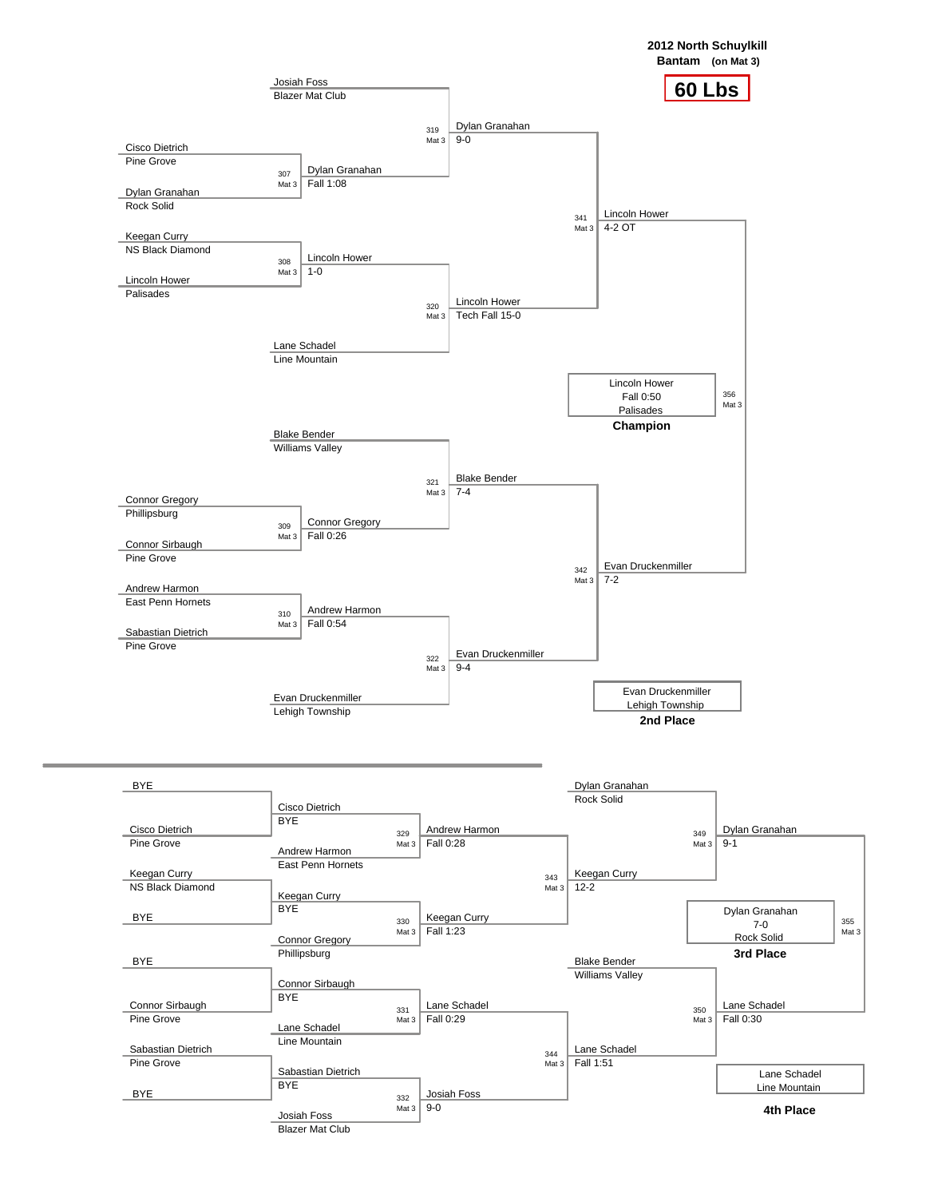**2012 North Schuylkill**
**Bantam** (on Mat 3)

# 60 Lbs

## Championship Bracket

| Bout | Mat | Wrestler A | Wrestler B | Winner | Result |
|---|---|---|---|---|---|
| 307 | Mat 3 | Cisco Dietrich (Pine Grove) | Dylan Granahan (Rock Solid) | Dylan Granahan | Fall 1:08 |
| 308 | Mat 3 | Keegan Curry (NS Black Diamond) | Lincoln Hower (Palisades) | Lincoln Hower | 1-0 |
| 309 | Mat 3 | Connor Gregory (Phillipsburg) | Connor Sirbaugh (Pine Grove) | Connor Gregory | Fall 0:26 |
| 310 | Mat 3 | Andrew Harmon (East Penn Hornets) | Sabastian Dietrich (Pine Grove) | Andrew Harmon | Fall 0:54 |
| 319 | Mat 3 | Josiah Foss (Blazer Mat Club) | Dylan Granahan | Dylan Granahan | 9-0 |
| 320 | Mat 3 | Lincoln Hower | Lane Schadel (Line Mountain) | Lincoln Hower | Tech Fall 15-0 |
| 321 | Mat 3 | Blake Bender (Williams Valley) | Connor Gregory | Blake Bender | 7-4 |
| 322 | Mat 3 | Andrew Harmon | Evan Druckenmiller (Lehigh Township) | Evan Druckenmiller | 9-4 |
| 341 | Mat 3 | Dylan Granahan | Lincoln Hower | Lincoln Hower | 4-2 OT |
| 342 | Mat 3 | Blake Bender | Evan Druckenmiller | Evan Druckenmiller | 7-2 |
| 356 | Mat 3 | Lincoln Hower | Evan Druckenmiller | Lincoln Hower | Fall 0:50 |

**Champion:** Lincoln Hower, Palisades (Fall 0:50)

**2nd Place:** Evan Druckenmiller, Lehigh Township

## Consolation Bracket

| Bout | Mat | Wrestler A | Wrestler B | Winner | Result |
|---|---|---|---|---|---|
| | | BYE | Cisco Dietrich (Pine Grove) | Cisco Dietrich | BYE |
| | | Keegan Curry (NS Black Diamond) | BYE | Keegan Curry | BYE |
| | | BYE | Connor Sirbaugh (Pine Grove) | Connor Sirbaugh | BYE |
| | | Sabastian Dietrich (Pine Grove) | BYE | Sabastian Dietrich | BYE |
| 329 | Mat 3 | Cisco Dietrich | Andrew Harmon (East Penn Hornets) | Andrew Harmon | Fall 0:28 |
| 330 | Mat 3 | Keegan Curry | Connor Gregory (Phillipsburg) | Keegan Curry | Fall 1:23 |
| 331 | Mat 3 | Connor Sirbaugh | Lane Schadel (Line Mountain) | Lane Schadel | Fall 0:29 |
| 332 | Mat 3 | Sabastian Dietrich | Josiah Foss (Blazer Mat Club) | Josiah Foss | 9-0 |
| 343 | Mat 3 | Andrew Harmon | Keegan Curry | Keegan Curry | 12-2 |
| 344 | Mat 3 | Lane Schadel | Josiah Foss | Lane Schadel | Fall 1:51 |
| 349 | Mat 3 | Dylan Granahan (Rock Solid) | Keegan Curry | Dylan Granahan | 9-1 |
| 350 | Mat 3 | Blake Bender (Williams Valley) | Lane Schadel | Lane Schadel | Fall 0:30 |
| 355 | Mat 3 | Dylan Granahan | Lane Schadel | Dylan Granahan | 7-0 |

**3rd Place:** Dylan Granahan, Rock Solid (7-0)

**4th Place:** Lane Schadel, Line Mountain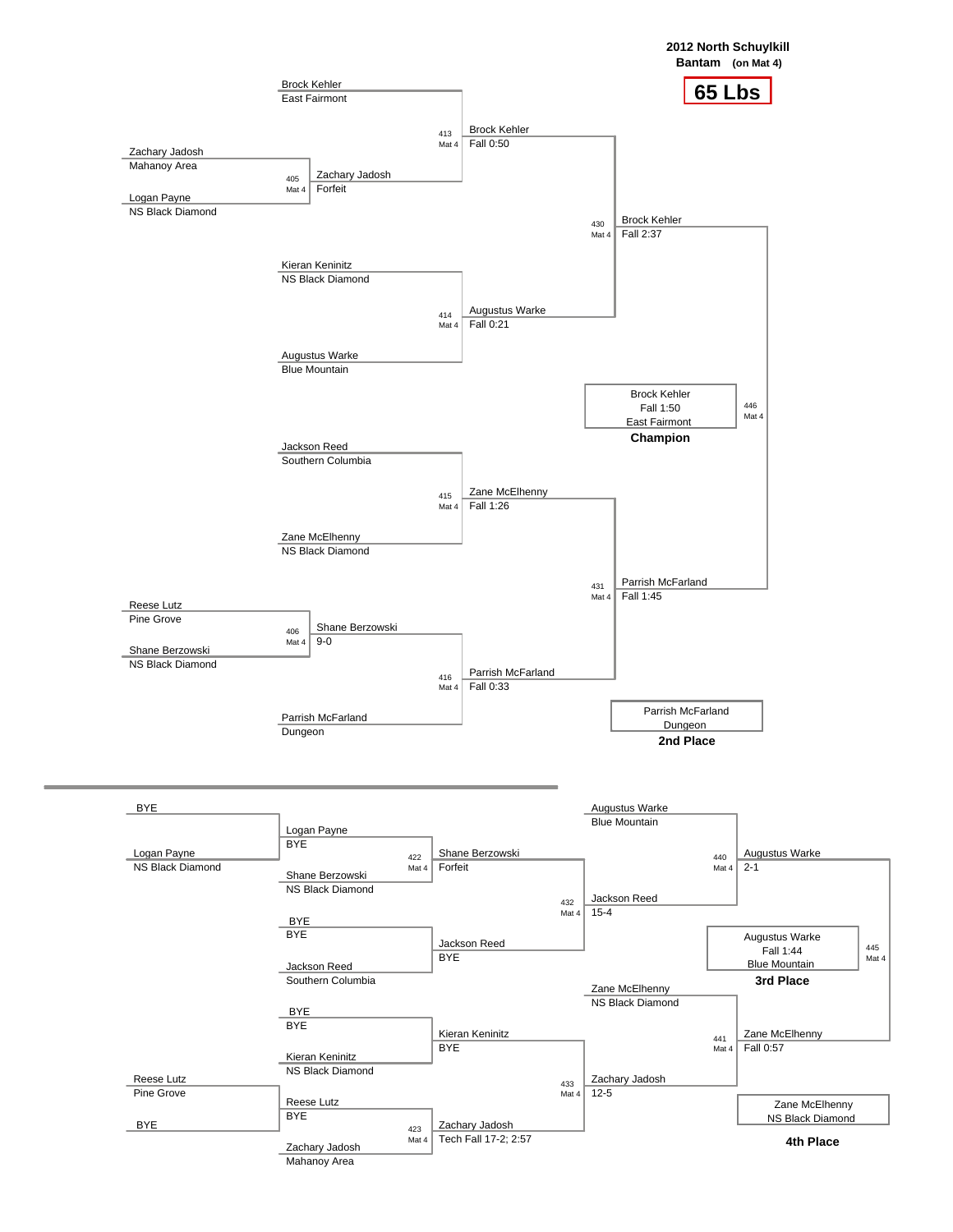# 2012 North Schuylkill

**Bantam** (on Mat 4)

## 65 Lbs

## Championship Bracket

**Preliminary Round**

| Bout | Mat | Wrestler 1 | Wrestler 2 | Winner | Result |
|---|---|---|---|---|---|
| 405 | Mat 4 | Zachary Jadosh (Mahanoy Area) | Logan Payne (NS Black Diamond) | Zachary Jadosh | Forfeit |
| 406 | Mat 4 | Reese Lutz (Pine Grove) | Shane Berzowski (NS Black Diamond) | Shane Berzowski | 9-0 |

**Quarterfinals**

| Bout | Mat | Wrestler 1 | Wrestler 2 | Winner | Result |
|---|---|---|---|---|---|
| 413 | Mat 4 | Brock Kehler (East Fairmont) | Zachary Jadosh | Brock Kehler | Fall 0:50 |
| 414 | Mat 4 | Kieran Keninitz (NS Black Diamond) | Augustus Warke (Blue Mountain) | Augustus Warke | Fall 0:21 |
| 415 | Mat 4 | Jackson Reed (Southern Columbia) | Zane McElhenny (NS Black Diamond) | Zane McElhenny | Fall 1:26 |
| 416 | Mat 4 | Shane Berzowski | Parrish McFarland (Dungeon) | Parrish McFarland | Fall 0:33 |

**Semifinals**

| Bout | Mat | Wrestler 1 | Wrestler 2 | Winner | Result |
|---|---|---|---|---|---|
| 430 | Mat 4 | Brock Kehler | Augustus Warke | Brock Kehler | Fall 2:37 |
| 431 | Mat 4 | Zane McElhenny | Parrish McFarland | Parrish McFarland | Fall 1:45 |

**Final**

| Bout | Mat | Wrestler 1 | Wrestler 2 | Winner | Result |
|---|---|---|---|---|---|
| 446 | Mat 4 | Brock Kehler | Parrish McFarland | Brock Kehler | Fall 1:50 |

**Champion:** Brock Kehler, East Fairmont (Fall 1:50)

**2nd Place:** Parrish McFarland, Dungeon

## Consolation Bracket

**Consolation Round 1**

| Bout | Mat | Wrestler 1 | Wrestler 2 | Winner | Result |
|---|---|---|---|---|---|
| | | BYE | Logan Payne (NS Black Diamond) | Logan Payne | BYE |
| | | Reese Lutz (Pine Grove) | BYE | Reese Lutz | BYE |

**Consolation Round 2**

| Bout | Mat | Wrestler 1 | Wrestler 2 | Winner | Result |
|---|---|---|---|---|---|
| 422 | Mat 4 | Logan Payne | Shane Berzowski (NS Black Diamond) | Shane Berzowski | Forfeit |
| | | BYE | Jackson Reed (Southern Columbia) | Jackson Reed | BYE |
| | | BYE | Kieran Keninitz (NS Black Diamond) | Kieran Keninitz | BYE |
| 423 | Mat 4 | Reese Lutz | Zachary Jadosh (Mahanoy Area) | Zachary Jadosh | Tech Fall 17-2; 2:57 |

**Consolation Round 3**

| Bout | Mat | Wrestler 1 | Wrestler 2 | Winner | Result |
|---|---|---|---|---|---|
| 432 | Mat 4 | Shane Berzowski | Jackson Reed | Jackson Reed | 15-4 |
| 433 | Mat 4 | Kieran Keninitz | Zachary Jadosh | Zachary Jadosh | 12-5 |

**Consolation Semifinals**

| Bout | Mat | Wrestler 1 | Wrestler 2 | Winner | Result |
|---|---|---|---|---|---|
| 440 | Mat 4 | Augustus Warke (Blue Mountain) | Jackson Reed | Augustus Warke | 2-1 |
| 441 | Mat 4 | Zane McElhenny (NS Black Diamond) | Zachary Jadosh | Zane McElhenny | Fall 0:57 |

**3rd Place Match**

| Bout | Mat | Wrestler 1 | Wrestler 2 | Winner | Result |
|---|---|---|---|---|---|
| 445 | Mat 4 | Augustus Warke | Zane McElhenny | Augustus Warke | Fall 1:44 |

**3rd Place:** Augustus Warke, Blue Mountain (Fall 1:44)

**4th Place:** Zane McElhenny, NS Black Diamond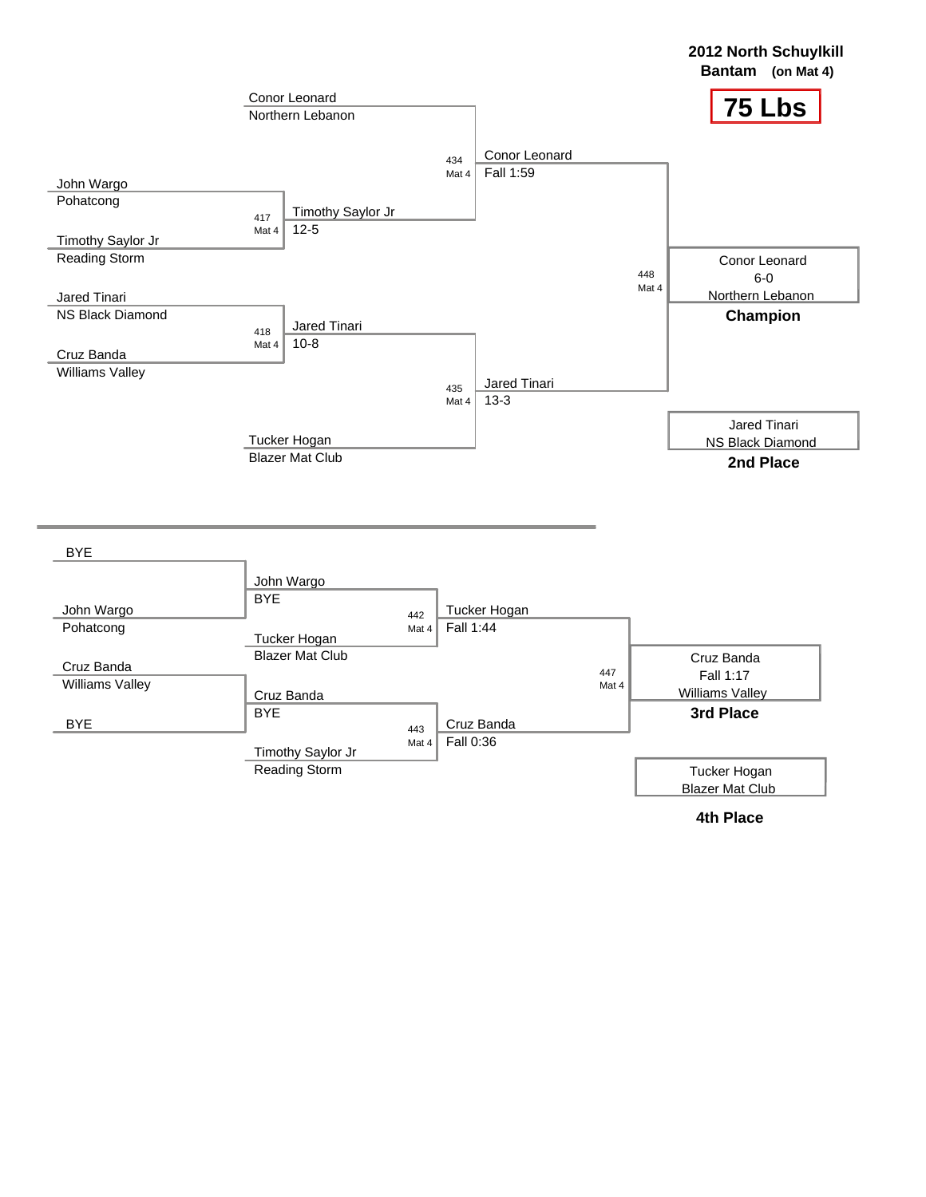**2012 North Schuylkill**
**Bantam** (on Mat 4)

# 75 Lbs

## Championship Bracket

| Wrestler | Team |
|---|---|
| Conor Leonard | Northern Lebanon |
| John Wargo | Pohatcong |
| Timothy Saylor Jr | Reading Storm |
| Jared Tinari | NS Black Diamond |
| Cruz Banda | Williams Valley |
| Tucker Hogan | Blazer Mat Club |

| Bout | Mat | Winner | Result |
|---|---|---|---|
| 417 | Mat 4 | Timothy Saylor Jr | 12-5 |
| 418 | Mat 4 | Jared Tinari | 10-8 |
| 434 | Mat 4 | Conor Leonard | Fall 1:59 |
| 435 | Mat 4 | Jared Tinari | 13-3 |
| 448 | Mat 4 | Conor Leonard | 6-0 |

**Champion:** Conor Leonard, 6-0, Northern Lebanon

**2nd Place:** Jared Tinari, NS Black Diamond

## Consolation Bracket

| Wrestler | Team |
|---|---|
| BYE | |
| John Wargo | Pohatcong |
| Cruz Banda | Williams Valley |
| BYE | |

| Bout | Mat | Matchup | Winner | Result |
|---|---|---|---|---|
| | | John Wargo vs. BYE | John Wargo | BYE |
| | | Cruz Banda vs. BYE | Cruz Banda | BYE |
| 442 | Mat 4 | John Wargo vs. Tucker Hogan (Blazer Mat Club) | Tucker Hogan | Fall 1:44 |
| 443 | Mat 4 | Cruz Banda vs. Timothy Saylor Jr (Reading Storm) | Cruz Banda | Fall 0:36 |
| 447 | Mat 4 | Tucker Hogan vs. Cruz Banda | Cruz Banda | Fall 1:17 |

**3rd Place:** Cruz Banda, Fall 1:17, Williams Valley

**4th Place:** Tucker Hogan, Blazer Mat Club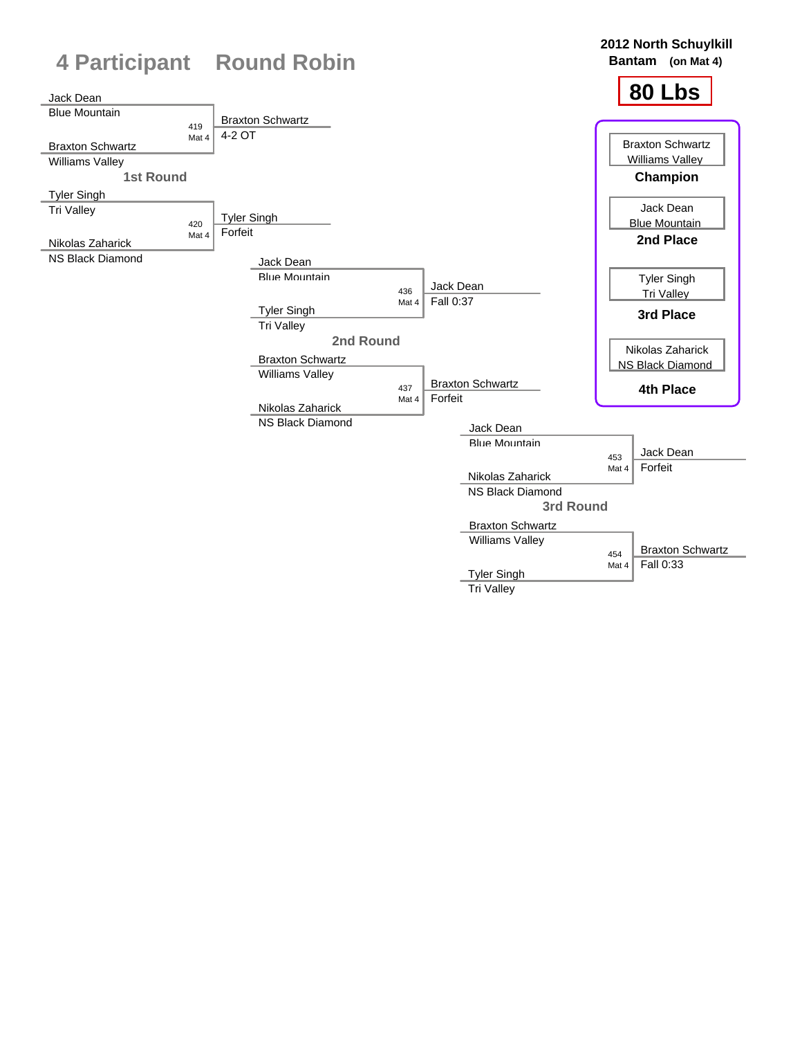# 4 Participant Round Robin

**2012 North Schuylkill**
**Bantam** (on Mat 4)

## 80 Lbs

### 1st Round

| Bout | Mat | Wrestler 1 | Wrestler 2 | Winner | Result |
|---|---|---|---|---|---|
| 419 | Mat 4 | Jack Dean (Blue Mountain) | Braxton Schwartz (Williams Valley) | Braxton Schwartz | 4-2 OT |
| 420 | Mat 4 | Tyler Singh (Tri Valley) | Nikolas Zaharick (NS Black Diamond) | Tyler Singh | Forfeit |

### 2nd Round

| Bout | Mat | Wrestler 1 | Wrestler 2 | Winner | Result |
|---|---|---|---|---|---|
| 436 | Mat 4 | Jack Dean (Blue Mountain) | Tyler Singh (Tri Valley) | Jack Dean | Fall 0:37 |
| 437 | Mat 4 | Braxton Schwartz (Williams Valley) | Nikolas Zaharick (NS Black Diamond) | Braxton Schwartz | Forfeit |

### 3rd Round

| Bout | Mat | Wrestler 1 | Wrestler 2 | Winner | Result |
|---|---|---|---|---|---|
| 453 | Mat 4 | Jack Dean (Blue Mountain) | Nikolas Zaharick (NS Black Diamond) | Jack Dean | Forfeit |
| 454 | Mat 4 | Braxton Schwartz (Williams Valley) | Tyler Singh (Tri Valley) | Braxton Schwartz | Fall 0:33 |

### Placements

| Place | Wrestler | Team |
|---|---|---|
| Champion | Braxton Schwartz | Williams Valley |
| 2nd Place | Jack Dean | Blue Mountain |
| 3rd Place | Tyler Singh | Tri Valley |
| 4th Place | Nikolas Zaharick | NS Black Diamond |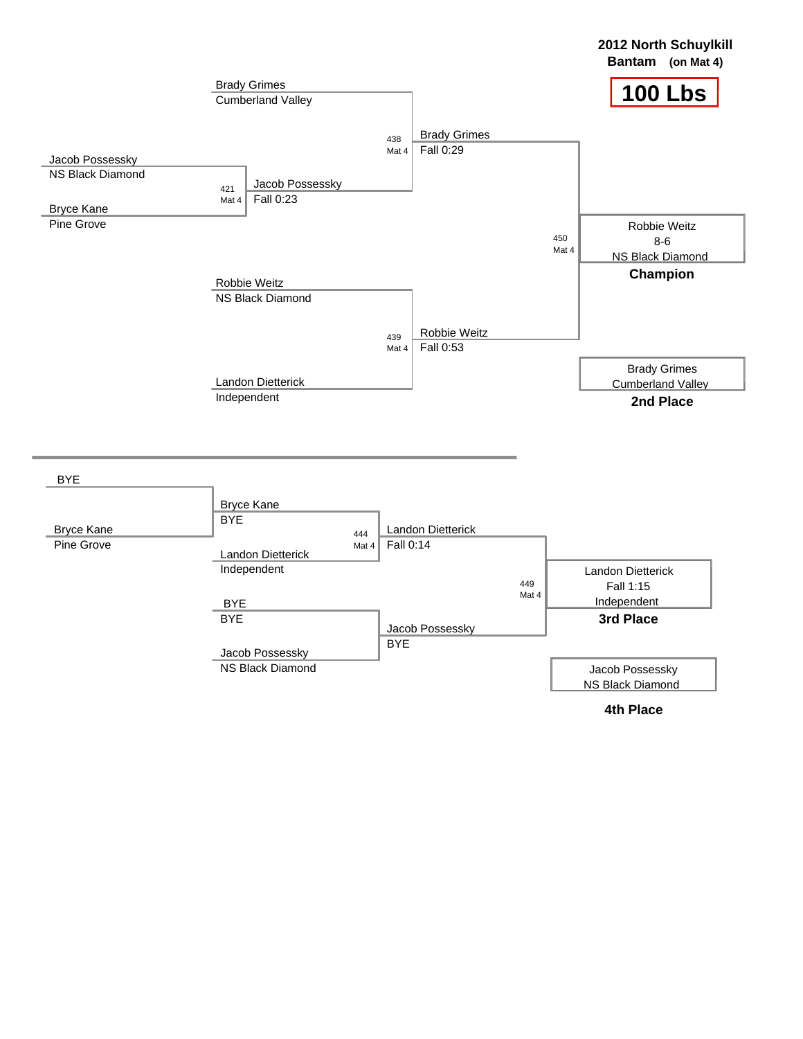**2012 North Schuylkill**
**Bantam** **(on Mat 4)**

# 100 Lbs

## Championship Bracket

- Brady Grimes — Cumberland Valley
- Jacob Possessky — NS Black Diamond
- Bryce Kane — Pine Grove
- Robbie Weitz — NS Black Diamond
- Landon Dietterick — Independent

Bout 421 (Mat 4): Jacob Possessky, Fall 0:23

Bout 438 (Mat 4): Brady Grimes, Fall 0:29

Bout 439 (Mat 4): Robbie Weitz, Fall 0:53

Bout 450 (Mat 4): Robbie Weitz, 8-6, NS Black Diamond

**Champion:** Robbie Weitz, NS Black Diamond

**2nd Place:** Brady Grimes, Cumberland Valley

## Consolation Bracket

- BYE
- Bryce Kane — Pine Grove

Bryce Kane — BYE

Landon Dietterick — Independent

BYE — BYE

Jacob Possessky — NS Black Diamond

Bout 444 (Mat 4): Landon Dietterick, Fall 0:14

Jacob Possessky — BYE

Bout 449 (Mat 4): Landon Dietterick, Fall 1:15, Independent

**3rd Place:** Landon Dietterick, Independent

**4th Place:** Jacob Possessky, NS Black Diamond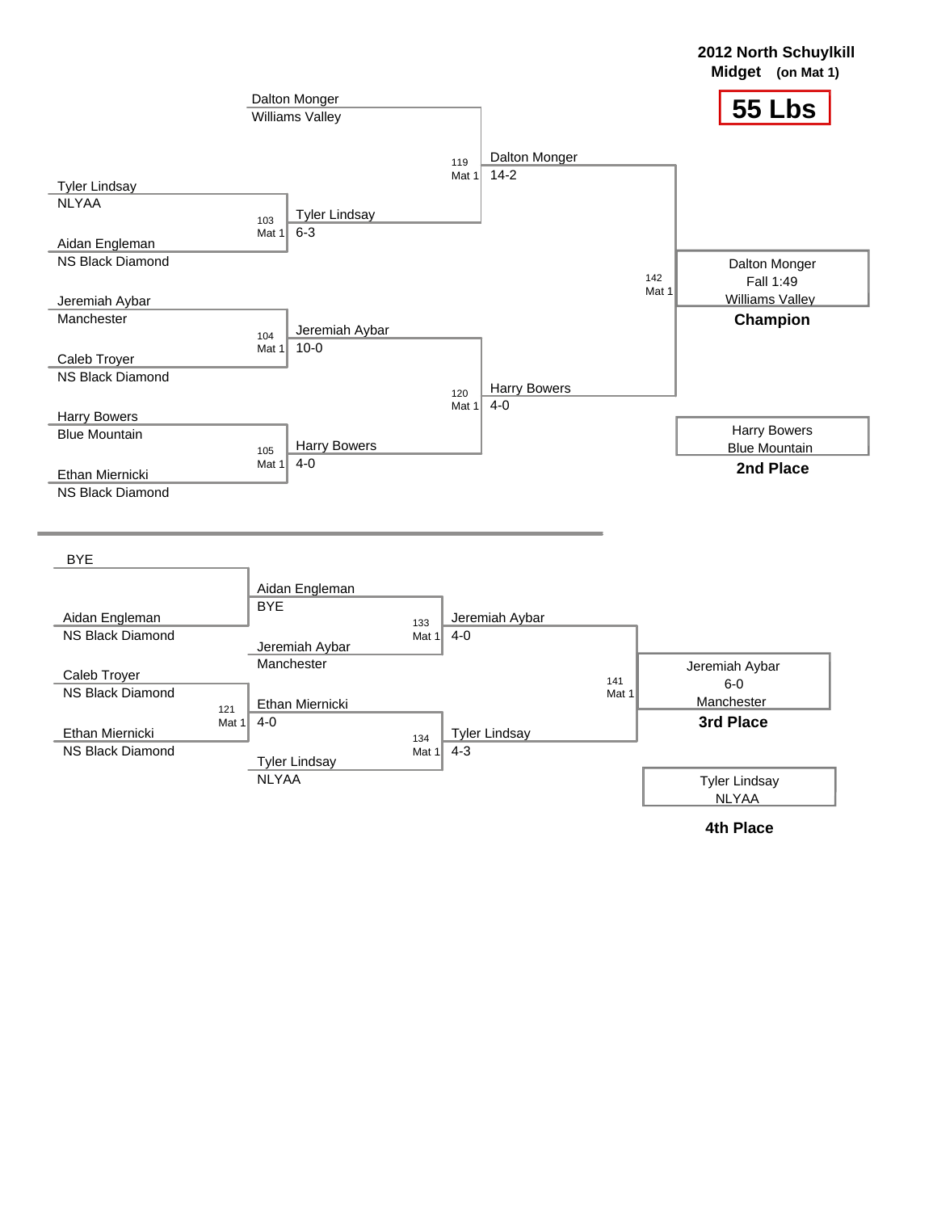**2012 North Schuylkill**
**Midget (on Mat 1)**

# 55 Lbs

## Championship Bracket

| Wrestler | Team |
|---|---|
| Dalton Monger | Williams Valley |
| Tyler Lindsay | NLYAA |
| Aidan Engleman | NS Black Diamond |
| Jeremiah Aybar | Manchester |
| Caleb Troyer | NS Black Diamond |
| Harry Bowers | Blue Mountain |
| Ethan Miernicki | NS Black Diamond |

| Bout | Mat | Winner | Result |
|---|---|---|---|
| 103 | Mat 1 | Tyler Lindsay | 6-3 |
| 104 | Mat 1 | Jeremiah Aybar | 10-0 |
| 105 | Mat 1 | Harry Bowers | 4-0 |
| 119 | Mat 1 | Dalton Monger | 14-2 |
| 120 | Mat 1 | Harry Bowers | 4-0 |
| 142 | Mat 1 | Dalton Monger | Fall 1:49 |

**Champion:** Dalton Monger — Fall 1:49 — Williams Valley

**2nd Place:** Harry Bowers — Blue Mountain

## Consolation Bracket

| Wrestler | Team |
|---|---|
| BYE | |
| Aidan Engleman | NS Black Diamond |
| Caleb Troyer | NS Black Diamond |
| Ethan Miernicki | NS Black Diamond |
| Jeremiah Aybar | Manchester |
| Tyler Lindsay | NLYAA |

| Bout | Mat | Winner | Result |
|---|---|---|---|
| | | Aidan Engleman | BYE |
| 121 | Mat 1 | Ethan Miernicki | 4-0 |
| 133 | Mat 1 | Jeremiah Aybar | 4-0 |
| 134 | Mat 1 | Tyler Lindsay | 4-3 |
| 141 | Mat 1 | Jeremiah Aybar | 6-0 |

**3rd Place:** Jeremiah Aybar — 6-0 — Manchester

**4th Place:** Tyler Lindsay — NLYAA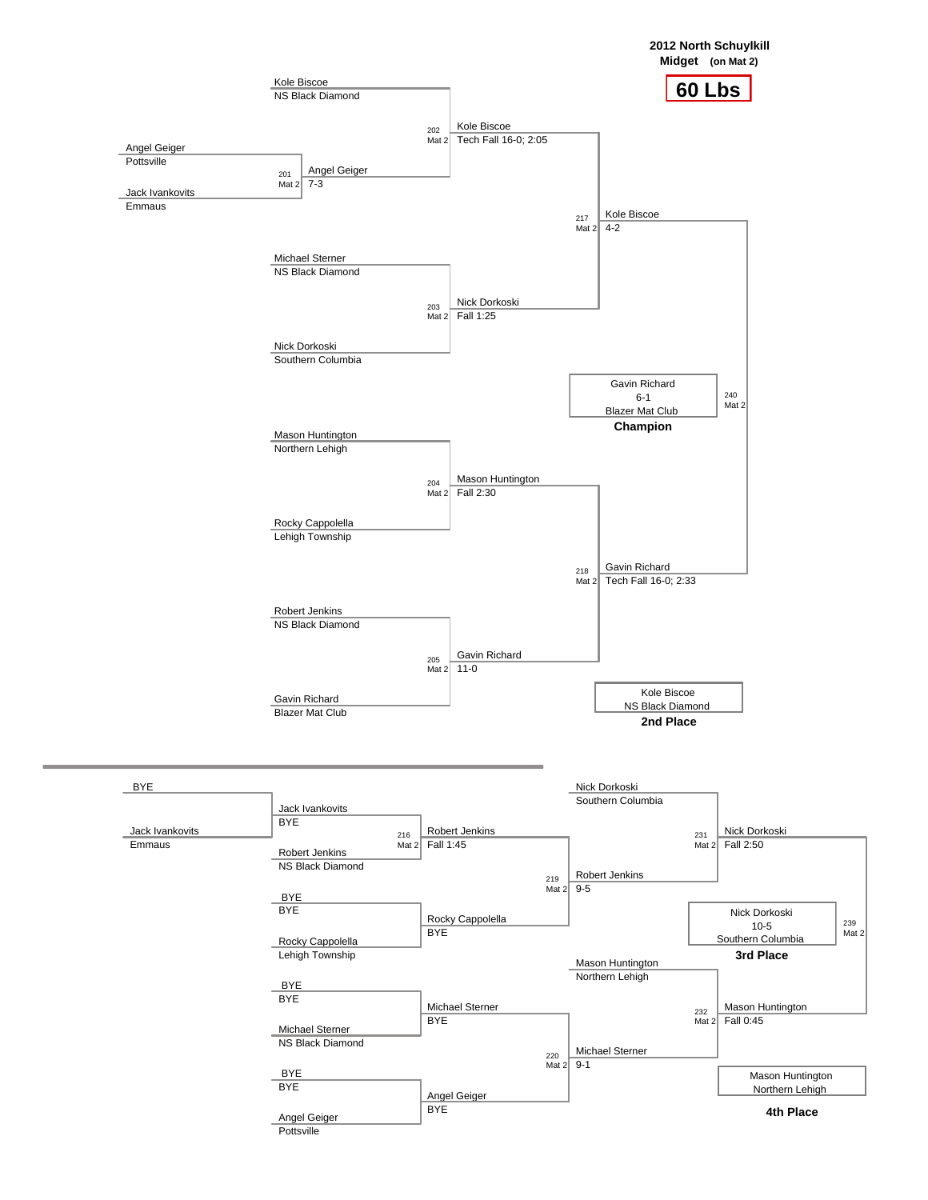**2012 North Schuylkill**

**Midget (on Mat 2)**

# 60 Lbs

## Championship Bracket

**Preliminary**

- Bout 201 (Mat 2): Angel Geiger (Pottsville) vs Jack Ivankovits (Emmaus) — Winner: Angel Geiger, 7-3

**Quarterfinals**

- Bout 202 (Mat 2): Kole Biscoe (NS Black Diamond) vs Angel Geiger — Winner: Kole Biscoe, Tech Fall 16-0; 2:05
- Bout 203 (Mat 2): Michael Sterner (NS Black Diamond) vs Nick Dorkoski (Southern Columbia) — Winner: Nick Dorkoski, Fall 1:25
- Bout 204 (Mat 2): Mason Huntington (Northern Lehigh) vs Rocky Cappolella (Lehigh Township) — Winner: Mason Huntington, Fall 2:30
- Bout 205 (Mat 2): Robert Jenkins (NS Black Diamond) vs Gavin Richard (Blazer Mat Club) — Winner: Gavin Richard, 11-0

**Semifinals**

- Bout 217 (Mat 2): Kole Biscoe vs Nick Dorkoski — Winner: Kole Biscoe, 4-2
- Bout 218 (Mat 2): Mason Huntington vs Gavin Richard — Winner: Gavin Richard, Tech Fall 16-0; 2:33

**Final**

- Bout 240 (Mat 2): Gavin Richard, 6-1, Blazer Mat Club — **Champion**

**2nd Place:** Kole Biscoe, NS Black Diamond

## Consolation Bracket

**First Round**

- BYE vs Jack Ivankovits (Emmaus) — Jack Ivankovits, BYE
- Bout 216 (Mat 2): Jack Ivankovits vs Robert Jenkins (NS Black Diamond) — Winner: Robert Jenkins, Fall 1:45
- BYE vs Rocky Cappolella (Lehigh Township) — Rocky Cappolella, BYE
- BYE vs Michael Sterner (NS Black Diamond) — Michael Sterner, BYE
- BYE vs Angel Geiger (Pottsville) — Angel Geiger, BYE

**Consolation Round**

- Bout 219 (Mat 2): Robert Jenkins vs Rocky Cappolella — Winner: Robert Jenkins, 9-5
- Bout 220 (Mat 2): Michael Sterner vs Angel Geiger — Winner: Michael Sterner, 9-1

**Consolation Semifinals**

- Bout 231 (Mat 2): Nick Dorkoski (Southern Columbia) vs Robert Jenkins — Winner: Nick Dorkoski, Fall 2:50
- Bout 232 (Mat 2): Mason Huntington (Northern Lehigh) vs Michael Sterner — Winner: Mason Huntington, Fall 0:45

**3rd Place Match**

- Bout 239 (Mat 2): Nick Dorkoski, 10-5, Southern Columbia — **3rd Place**

**4th Place:** Mason Huntington, Northern Lehigh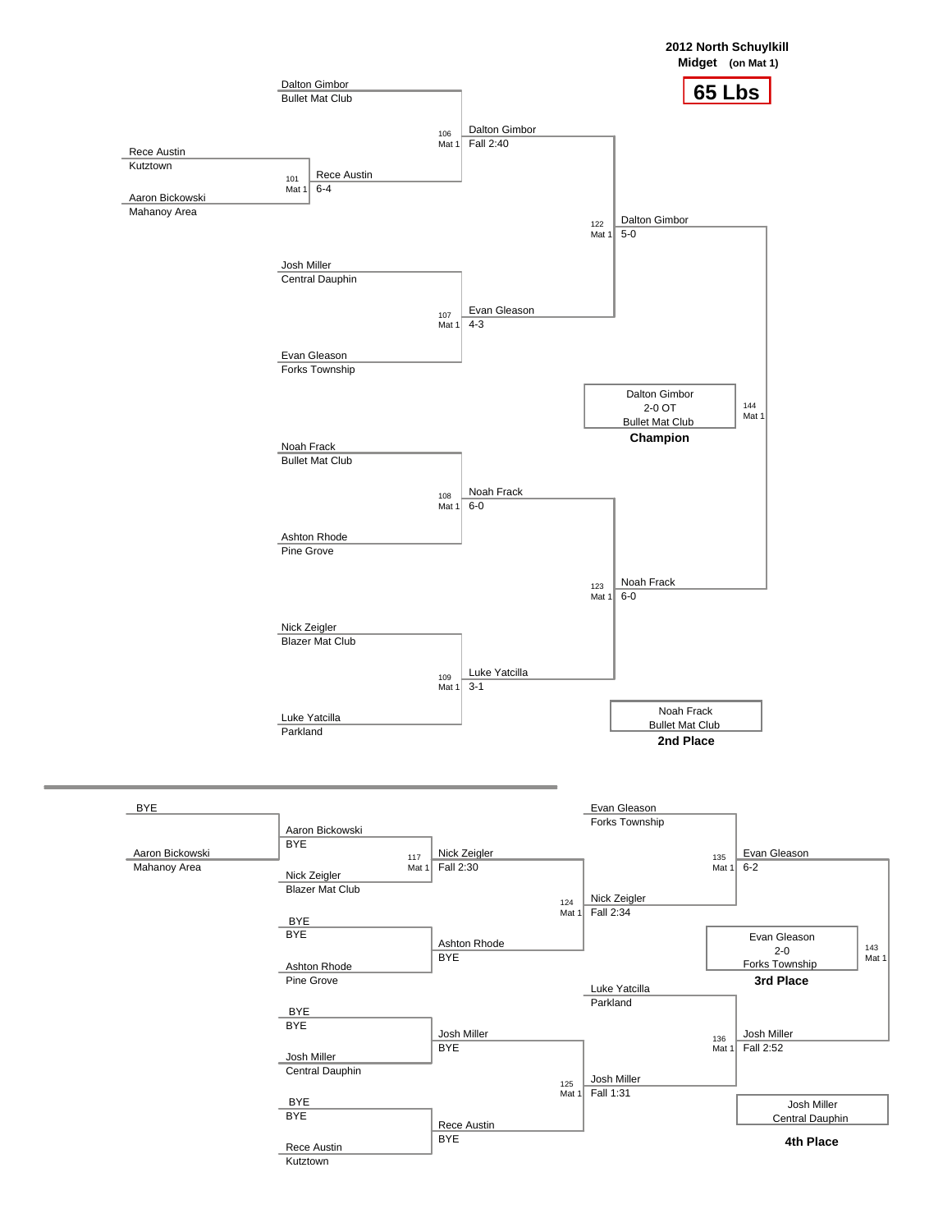# 2012 North Schuylkill

**Midget** (on Mat 1)

## 65 Lbs

### Championship Bracket

**Bout 101 (Mat 1):** Rece Austin (Kutztown) vs. Aaron Bickowski (Mahanoy Area) — Winner: Rece Austin, 6-4

**Bout 106 (Mat 1):** Dalton Gimbor (Bullet Mat Club) vs. Rece Austin — Winner: Dalton Gimbor, Fall 2:40

**Bout 107 (Mat 1):** Josh Miller (Central Dauphin) vs. Evan Gleason (Forks Township) — Winner: Evan Gleason, 4-3

**Bout 108 (Mat 1):** Noah Frack (Bullet Mat Club) vs. Ashton Rhode (Pine Grove) — Winner: Noah Frack, 6-0

**Bout 109 (Mat 1):** Nick Zeigler (Blazer Mat Club) vs. Luke Yatcilla (Parkland) — Winner: Luke Yatcilla, 3-1

**Bout 122 (Mat 1):** Dalton Gimbor vs. Evan Gleason — Winner: Dalton Gimbor, 5-0

**Bout 123 (Mat 1):** Noah Frack vs. Luke Yatcilla — Winner: Noah Frack, 6-0

**Bout 144 (Mat 1):** Dalton Gimbor vs. Noah Frack — Winner: Dalton Gimbor, 2-0 OT

**Champion:** Dalton Gimbor, 2-0 OT, Bullet Mat Club

**2nd Place:** Noah Frack, Bullet Mat Club

### Consolation Bracket

BYE vs. Aaron Bickowski (Mahanoy Area) — Aaron Bickowski, BYE

**Bout 117 (Mat 1):** Aaron Bickowski vs. Nick Zeigler (Blazer Mat Club) — Winner: Nick Zeigler, Fall 2:30

BYE vs. Ashton Rhode (Pine Grove) — Ashton Rhode, BYE

BYE vs. Josh Miller (Central Dauphin) — Josh Miller, BYE

BYE vs. Rece Austin (Kutztown) — Rece Austin, BYE

**Bout 124 (Mat 1):** Nick Zeigler vs. Ashton Rhode — Winner: Nick Zeigler, Fall 2:34

**Bout 125 (Mat 1):** Josh Miller vs. Rece Austin — Winner: Josh Miller, Fall 1:31

**Bout 135 (Mat 1):** Evan Gleason (Forks Township) vs. Nick Zeigler — Winner: Evan Gleason, 6-2

**Bout 136 (Mat 1):** Luke Yatcilla (Parkland) vs. Josh Miller — Winner: Josh Miller, Fall 2:52

**Bout 143 (Mat 1):** Evan Gleason vs. Josh Miller — Winner: Evan Gleason, 2-0

**3rd Place:** Evan Gleason, 2-0, Forks Township

**4th Place:** Josh Miller, Central Dauphin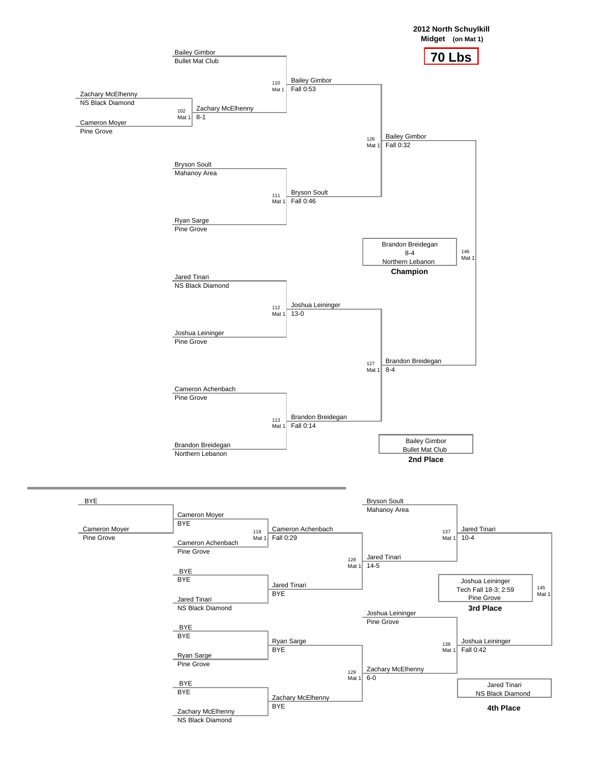# 2012 North Schuylkill

**Midget** (on Mat 1)

## 70 Lbs

### Championship Bracket

**Match 102 (Mat 1)**
- Zachary McElhenny, NS Black Diamond
- Cameron Moyer, Pine Grove
- Winner: Zachary McElhenny, 8-1

**Match 110 (Mat 1)**
- Bailey Gimbor, Bullet Mat Club
- Zachary McElhenny
- Winner: Bailey Gimbor, Fall 0:53

**Match 111 (Mat 1)**
- Bryson Soult, Mahanoy Area
- Ryan Sarge, Pine Grove
- Winner: Bryson Soult, Fall 0:46

**Match 112 (Mat 1)**
- Jared Tinari, NS Black Diamond
- Joshua Leininger, Pine Grove
- Winner: Joshua Leininger, 13-0

**Match 113 (Mat 1)**
- Cameron Achenbach, Pine Grove
- Brandon Breidegan, Northern Lebanon
- Winner: Brandon Breidegan, Fall 0:14

**Match 126 (Mat 1)**
- Bailey Gimbor
- Bryson Soult
- Winner: Bailey Gimbor, Fall 0:32

**Match 127 (Mat 1)**
- Joshua Leininger
- Brandon Breidegan
- Winner: Brandon Breidegan, 8-4

**Match 146 (Mat 1)**
- Brandon Breidegan, 8-4, Northern Lebanon — **Champion**

Bailey Gimbor, Bullet Mat Club — **2nd Place**

### Consolation Bracket

- BYE / Cameron Moyer, Pine Grove → Cameron Moyer, BYE

**Match 118 (Mat 1)**
- Cameron Moyer
- Cameron Achenbach, Pine Grove
- Winner: Cameron Achenbach, Fall 0:29

- BYE / Jared Tinari, NS Black Diamond → Jared Tinari, BYE
- BYE / Ryan Sarge, Pine Grove → Ryan Sarge, BYE
- BYE / Zachary McElhenny, NS Black Diamond → Zachary McElhenny, BYE

**Match 128 (Mat 1)**
- Cameron Achenbach
- Jared Tinari
- Winner: Jared Tinari, 14-5

**Match 129 (Mat 1)**
- Ryan Sarge
- Zachary McElhenny
- Winner: Zachary McElhenny, 6-0

**Match 137 (Mat 1)**
- Bryson Soult, Mahanoy Area
- Jared Tinari
- Winner: Jared Tinari, 10-4

**Match 138 (Mat 1)**
- Joshua Leininger, Pine Grove
- Zachary McElhenny
- Winner: Joshua Leininger, Fall 0:42

**Match 145 (Mat 1)**
- Joshua Leininger, Tech Fall 18-3; 2:59, Pine Grove — **3rd Place**

Jared Tinari, NS Black Diamond — **4th Place**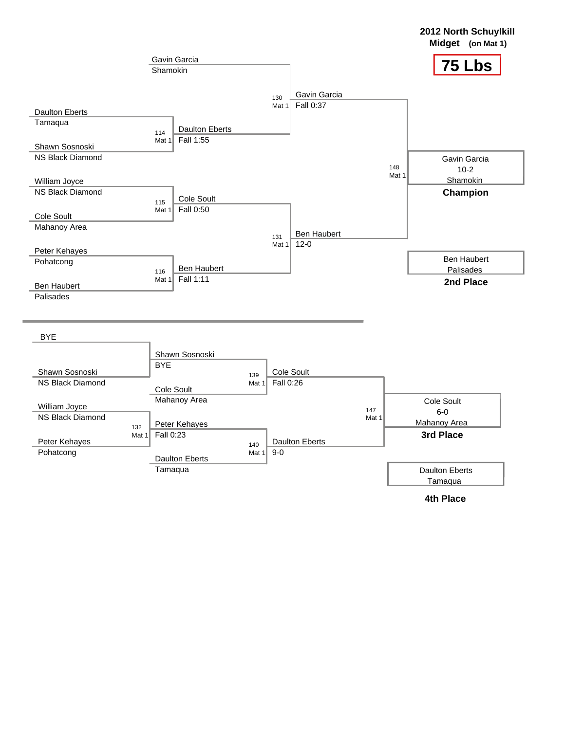**2012 North Schuylkill**
**Midget** (on Mat 1)

# 75 Lbs

## Championship Bracket

| Wrestler | Team | Bout | Result |
|---|---|---|---|
| Gavin Garcia | Shamokin | | |
| Daulton Eberts | Tamaqua | 114 Mat 1 | Daulton Eberts, Fall 1:55 |
| Shawn Sosnoski | NS Black Diamond | | |
| William Joyce | NS Black Diamond | 115 Mat 1 | Cole Soult, Fall 0:50 |
| Cole Soult | Mahanoy Area | | |
| Peter Kehayes | Pohatcong | 116 Mat 1 | Ben Haubert, Fall 1:11 |
| Ben Haubert | Palisades | | |

- Bout 130, Mat 1: Gavin Garcia, Fall 0:37
- Bout 131, Mat 1: Ben Haubert, 12-0
- Bout 148, Mat 1: Gavin Garcia, 10-2, Shamokin — **Champion**

Ben Haubert, Palisades — **2nd Place**

## Consolation Bracket

| Wrestler | Team | Bout | Result |
|---|---|---|---|
| BYE | | | Shawn Sosnoski, BYE |
| Shawn Sosnoski | NS Black Diamond | | |
| William Joyce | NS Black Diamond | 132 Mat 1 | Peter Kehayes, Fall 0:23 |
| Peter Kehayes | Pohatcong | | |

- Bout 139, Mat 1: Shawn Sosnoski vs. Cole Soult (Mahanoy Area) — Cole Soult, Fall 0:26
- Bout 140, Mat 1: Peter Kehayes vs. Daulton Eberts (Tamaqua) — Daulton Eberts, 9-0
- Bout 147, Mat 1: Cole Soult, 6-0, Mahanoy Area — **3rd Place**

Daulton Eberts, Tamaqua — **4th Place**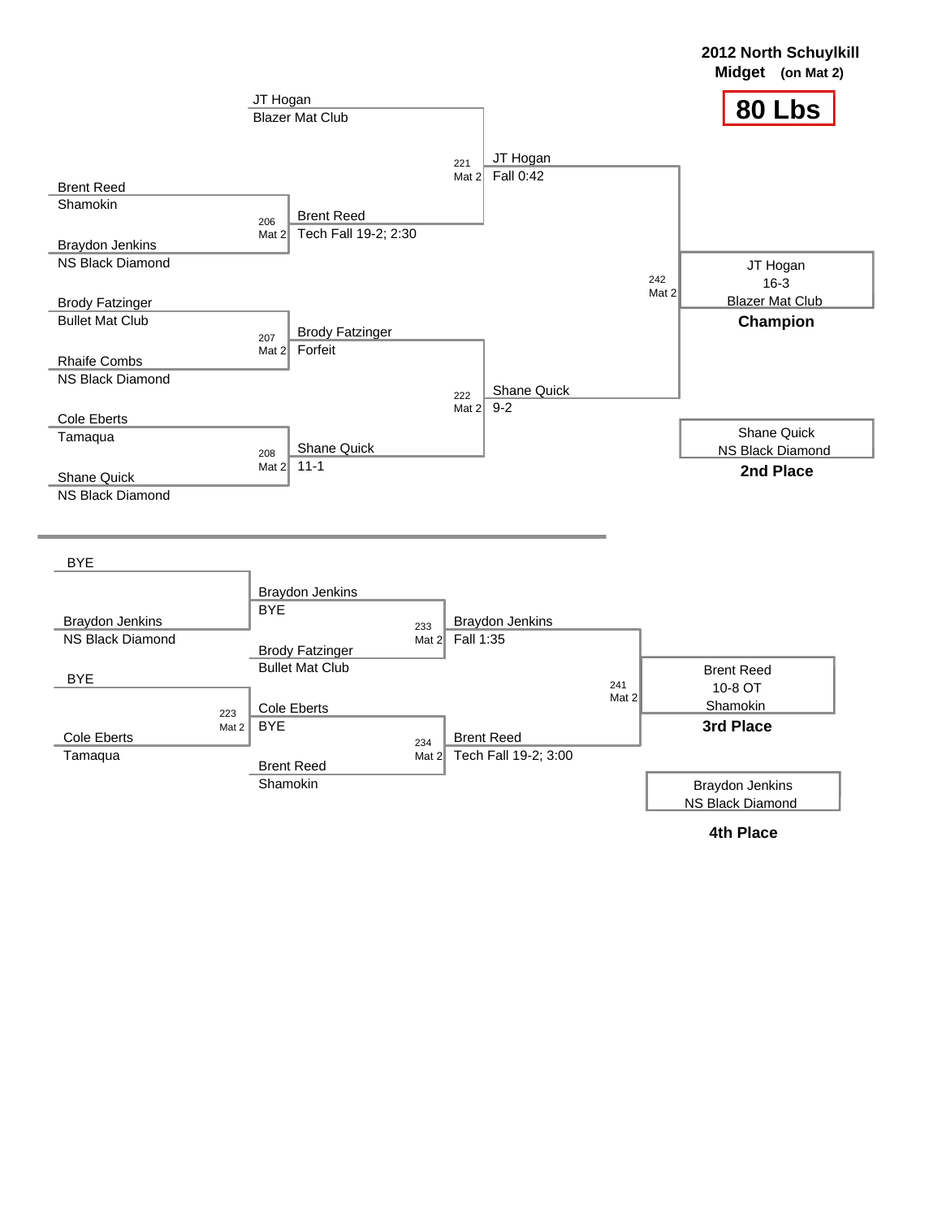# 2012 North Schuylkill

**Midget** (on Mat 2)

## 80 Lbs

### Championship Bracket

| Wrestler | Team |
|---|---|
| JT Hogan | Blazer Mat Club |
| Brent Reed | Shamokin |
| Braydon Jenkins | NS Black Diamond |
| Brody Fatzinger | Bullet Mat Club |
| Rhaife Combs | NS Black Diamond |
| Cole Eberts | Tamaqua |
| Shane Quick | NS Black Diamond |

| Bout | Mat | Winner | Result |
|---|---|---|---|
| 206 | Mat 2 | Brent Reed | Tech Fall 19-2; 2:30 |
| 207 | Mat 2 | Brody Fatzinger | Forfeit |
| 208 | Mat 2 | Shane Quick | 11-1 |
| 221 | Mat 2 | JT Hogan | Fall 0:42 |
| 222 | Mat 2 | Shane Quick | 9-2 |
| 242 | Mat 2 | JT Hogan | 16-3 |

**Champion:** JT Hogan, 16-3, Blazer Mat Club

**2nd Place:** Shane Quick, NS Black Diamond

### Consolation Bracket

| Bout | Mat | Matchup | Winner | Result |
|---|---|---|---|---|
| | | BYE vs. Braydon Jenkins (NS Black Diamond) | Braydon Jenkins | BYE |
| 223 | Mat 2 | BYE vs. Cole Eberts (Tamaqua) | Cole Eberts | BYE |
| 233 | Mat 2 | Braydon Jenkins vs. Brody Fatzinger (Bullet Mat Club) | Braydon Jenkins | Fall 1:35 |
| 234 | Mat 2 | Cole Eberts vs. Brent Reed (Shamokin) | Brent Reed | Tech Fall 19-2; 3:00 |
| 241 | Mat 2 | Braydon Jenkins vs. Brent Reed | Brent Reed | 10-8 OT |

**3rd Place:** Brent Reed, 10-8 OT, Shamokin

**4th Place:** Braydon Jenkins, NS Black Diamond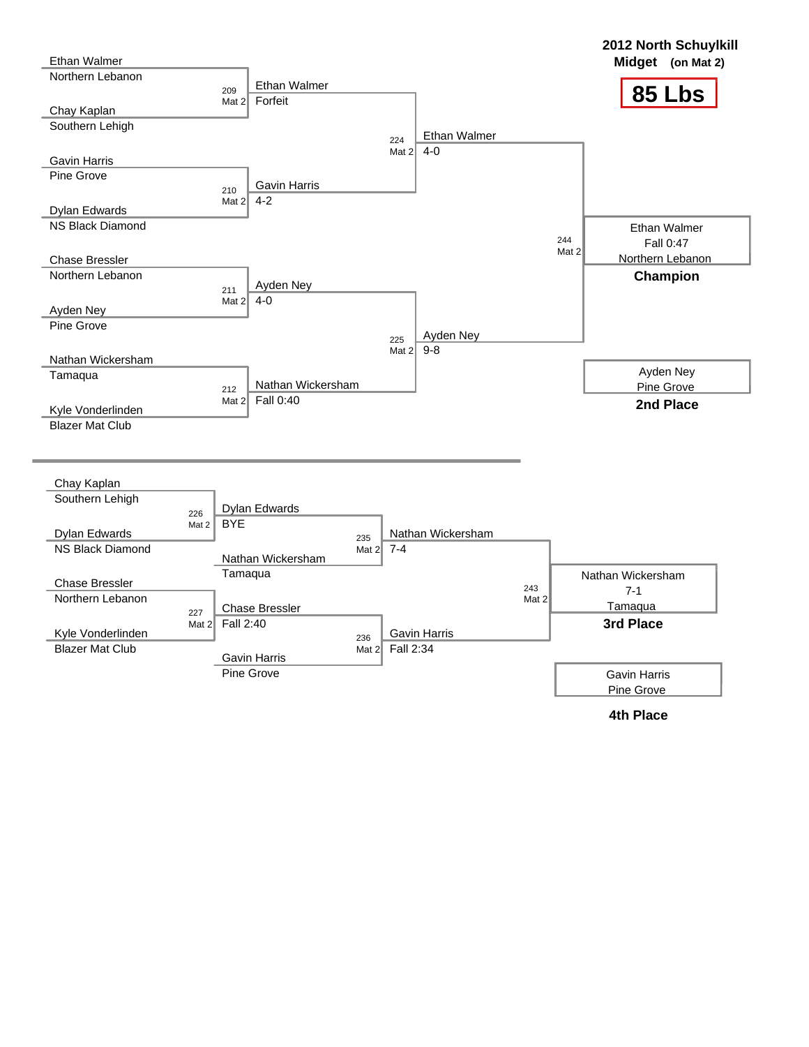## 2012 North Schuylkill

**Midget (on Mat 2)**

# 85 Lbs

### Championship Bracket

| Bout | Mat | Wrestler 1 | Wrestler 2 | Winner | Result |
|---|---|---|---|---|---|
| 209 | Mat 2 | Ethan Walmer (Northern Lebanon) | Chay Kaplan (Southern Lehigh) | Ethan Walmer | Forfeit |
| 210 | Mat 2 | Gavin Harris (Pine Grove) | Dylan Edwards (NS Black Diamond) | Gavin Harris | 4-2 |
| 211 | Mat 2 | Chase Bressler (Northern Lebanon) | Ayden Ney (Pine Grove) | Ayden Ney | 4-0 |
| 212 | Mat 2 | Nathan Wickersham (Tamaqua) | Kyle Vonderlinden (Blazer Mat Club) | Nathan Wickersham | Fall 0:40 |
| 224 | Mat 2 | Ethan Walmer | Gavin Harris | Ethan Walmer | 4-0 |
| 225 | Mat 2 | Ayden Ney | Nathan Wickersham | Ayden Ney | 9-8 |
| 244 | Mat 2 | Ethan Walmer | Ayden Ney | Ethan Walmer | Fall 0:47 |

**Champion:** Ethan Walmer, Northern Lebanon (Fall 0:47)

**2nd Place:** Ayden Ney, Pine Grove

### Consolation Bracket

| Bout | Mat | Wrestler 1 | Wrestler 2 | Winner | Result |
|---|---|---|---|---|---|
| 226 | Mat 2 | Chay Kaplan (Southern Lehigh) | Dylan Edwards (NS Black Diamond) | Dylan Edwards | BYE |
| 227 | Mat 2 | Chase Bressler (Northern Lebanon) | Kyle Vonderlinden (Blazer Mat Club) | Chase Bressler | Fall 2:40 |
| 235 | Mat 2 | Dylan Edwards | Nathan Wickersham (Tamaqua) | Nathan Wickersham | 7-4 |
| 236 | Mat 2 | Chase Bressler | Gavin Harris (Pine Grove) | Gavin Harris | Fall 2:34 |
| 243 | Mat 2 | Nathan Wickersham | Gavin Harris | Nathan Wickersham | 7-1 |

**3rd Place:** Nathan Wickersham, Tamaqua (7-1)

**4th Place:** Gavin Harris, Pine Grove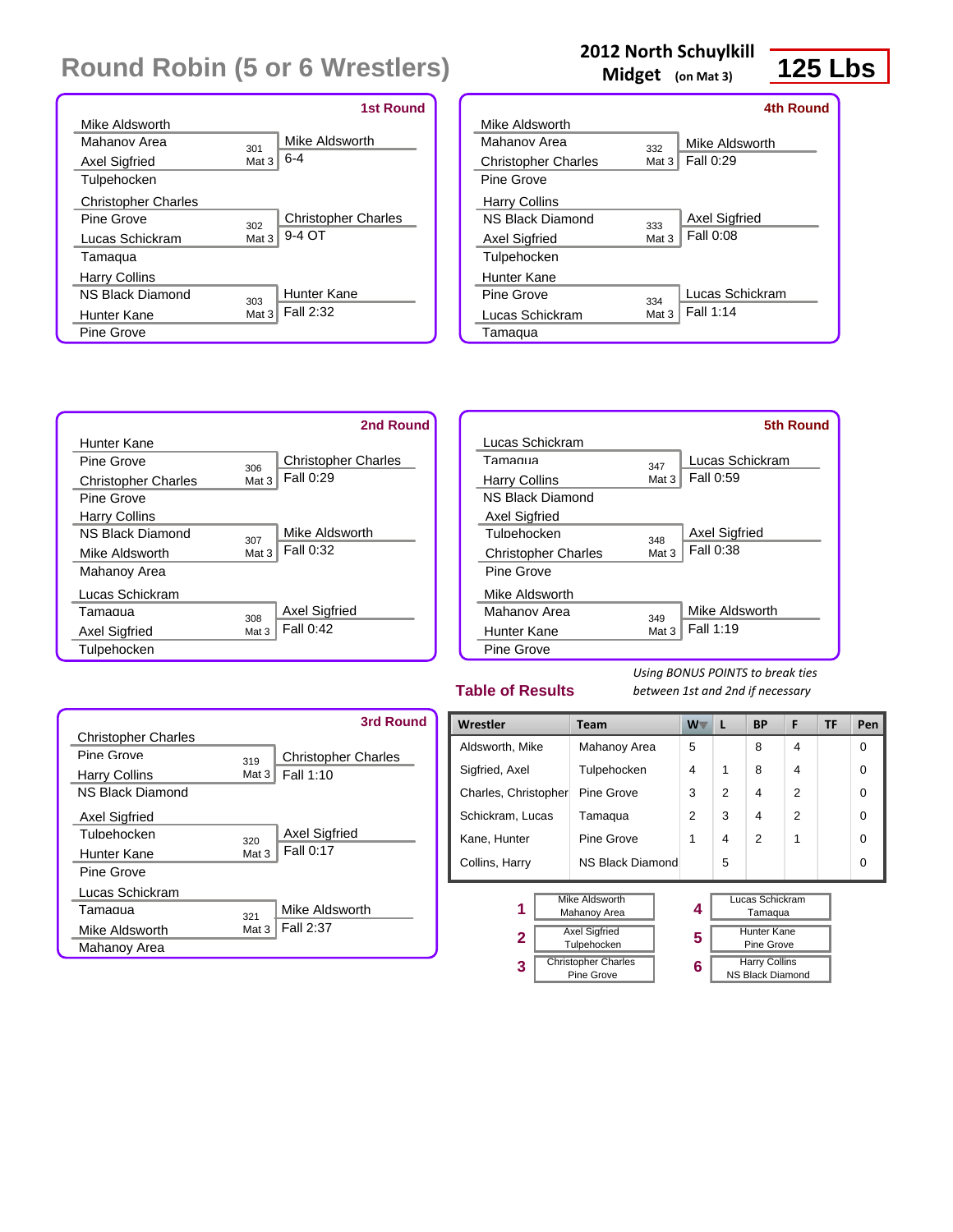# Round Robin (5 or 6 Wrestlers)

**2012 North Schuylkill Midget** (on Mat 3)

**125 Lbs**

## 1st Round

| Wrestler 1 | Wrestler 2 | Bout | Winner | Result |
|---|---|---|---|---|
| Mike Aldsworth (Mahanoy Area) | Axel Sigfried (Tulpehocken) | 301 Mat 3 | Mike Aldsworth | 6-4 |
| Christopher Charles (Pine Grove) | Lucas Schickram (Tamaqua) | 302 Mat 3 | Christopher Charles | 9-4 OT |
| Harry Collins (NS Black Diamond) | Hunter Kane (Pine Grove) | 303 Mat 3 | Hunter Kane | Fall 2:32 |

## 2nd Round

| Wrestler 1 | Wrestler 2 | Bout | Winner | Result |
|---|---|---|---|---|
| Hunter Kane (Pine Grove) | Christopher Charles (Pine Grove) | 306 Mat 3 | Christopher Charles | Fall 0:29 |
| Harry Collins (NS Black Diamond) | Mike Aldsworth (Mahanoy Area) | 307 Mat 3 | Mike Aldsworth | Fall 0:32 |
| Lucas Schickram (Tamaqua) | Axel Sigfried (Tulpehocken) | 308 Mat 3 | Axel Sigfried | Fall 0:42 |

## 3rd Round

| Wrestler 1 | Wrestler 2 | Bout | Winner | Result |
|---|---|---|---|---|
| Christopher Charles (Pine Grove) | Harry Collins (NS Black Diamond) | 319 Mat 3 | Christopher Charles | Fall 1:10 |
| Axel Sigfried (Tulpehocken) | Hunter Kane (Pine Grove) | 320 Mat 3 | Axel Sigfried | Fall 0:17 |
| Lucas Schickram (Tamaqua) | Mike Aldsworth (Mahanoy Area) | 321 Mat 3 | Mike Aldsworth | Fall 2:37 |

## 4th Round

| Wrestler 1 | Wrestler 2 | Bout | Winner | Result |
|---|---|---|---|---|
| Mike Aldsworth (Mahanoy Area) | Christopher Charles (Pine Grove) | 332 Mat 3 | Mike Aldsworth | Fall 0:29 |
| Harry Collins (NS Black Diamond) | Axel Sigfried (Tulpehocken) | 333 Mat 3 | Axel Sigfried | Fall 0:08 |
| Hunter Kane (Pine Grove) | Lucas Schickram (Tamaqua) | 334 Mat 3 | Lucas Schickram | Fall 1:14 |

## 5th Round

| Wrestler 1 | Wrestler 2 | Bout | Winner | Result |
|---|---|---|---|---|
| Lucas Schickram (Tamaqua) | Harry Collins (NS Black Diamond) | 347 Mat 3 | Lucas Schickram | Fall 0:59 |
| Axel Sigfried (Tulpehocken) | Christopher Charles (Pine Grove) | 348 Mat 3 | Axel Sigfried | Fall 0:38 |
| Mike Aldsworth (Mahanoy Area) | Hunter Kane (Pine Grove) | 349 Mat 3 | Mike Aldsworth | Fall 1:19 |

## Table of Results

*Using BONUS POINTS to break ties between 1st and 2nd if necessary*

| Wrestler | Team | W | L | BP | F | TF | Pen |
|---|---|---|---|---|---|---|---|
| Aldsworth, Mike | Mahanoy Area | 5 | | 8 | 4 | | 0 |
| Sigfried, Axel | Tulpehocken | 4 | 1 | 8 | 4 | | 0 |
| Charles, Christopher | Pine Grove | 3 | 2 | 4 | 2 | | 0 |
| Schickram, Lucas | Tamaqua | 2 | 3 | 4 | 2 | | 0 |
| Kane, Hunter | Pine Grove | 1 | 4 | 2 | 1 | | 0 |
| Collins, Harry | NS Black Diamond | | 5 | | | | 0 |

| Place | Wrestler | Team |
|---|---|---|
| 1 | Mike Aldsworth | Mahanoy Area |
| 2 | Axel Sigfried | Tulpehocken |
| 3 | Christopher Charles | Pine Grove |
| 4 | Lucas Schickram | Tamaqua |
| 5 | Hunter Kane | Pine Grove |
| 6 | Harry Collins | NS Black Diamond |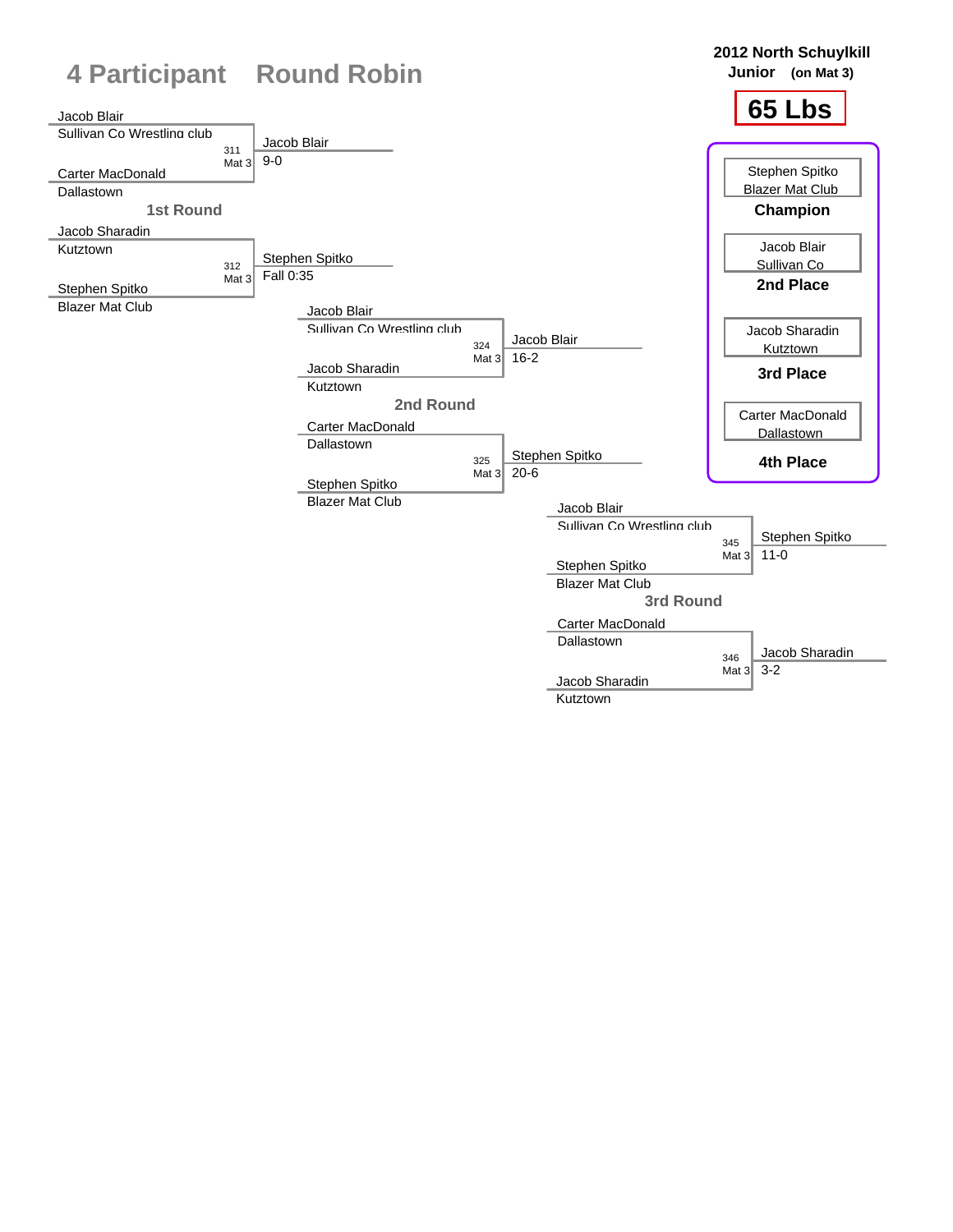# 4 Participant Round Robin

**2012 North Schuylkill Junior** (on Mat 3)

**65 Lbs**

## 1st Round

| Wrestler 1 | Wrestler 2 | Bout | Winner | Result |
|---|---|---|---|---|
| Jacob Blair (Sullivan Co Wrestling club) | Carter MacDonald (Dallastown) | 311 Mat 3 | Jacob Blair | 9-0 |
| Jacob Sharadin (Kutztown) | Stephen Spitko (Blazer Mat Club) | 312 Mat 3 | Stephen Spitko | Fall 0:35 |

## 2nd Round

| Wrestler 1 | Wrestler 2 | Bout | Winner | Result |
|---|---|---|---|---|
| Jacob Blair (Sullivan Co Wrestling club) | Jacob Sharadin (Kutztown) | 324 Mat 3 | Jacob Blair | 16-2 |
| Carter MacDonald (Dallastown) | Stephen Spitko (Blazer Mat Club) | 325 Mat 3 | Stephen Spitko | 20-6 |

## 3rd Round

| Wrestler 1 | Wrestler 2 | Bout | Winner | Result |
|---|---|---|---|---|
| Jacob Blair (Sullivan Co Wrestling club) | Stephen Spitko (Blazer Mat Club) | 345 Mat 3 | Stephen Spitko | 11-0 |
| Carter MacDonald (Dallastown) | Jacob Sharadin (Kutztown) | 346 Mat 3 | Jacob Sharadin | 3-2 |

## Placements

| Place | Wrestler | Club |
|---|---|---|
| **Champion** | Stephen Spitko | Blazer Mat Club |
| **2nd Place** | Jacob Blair | Sullivan Co |
| **3rd Place** | Jacob Sharadin | Kutztown |
| **4th Place** | Carter MacDonald | Dallastown |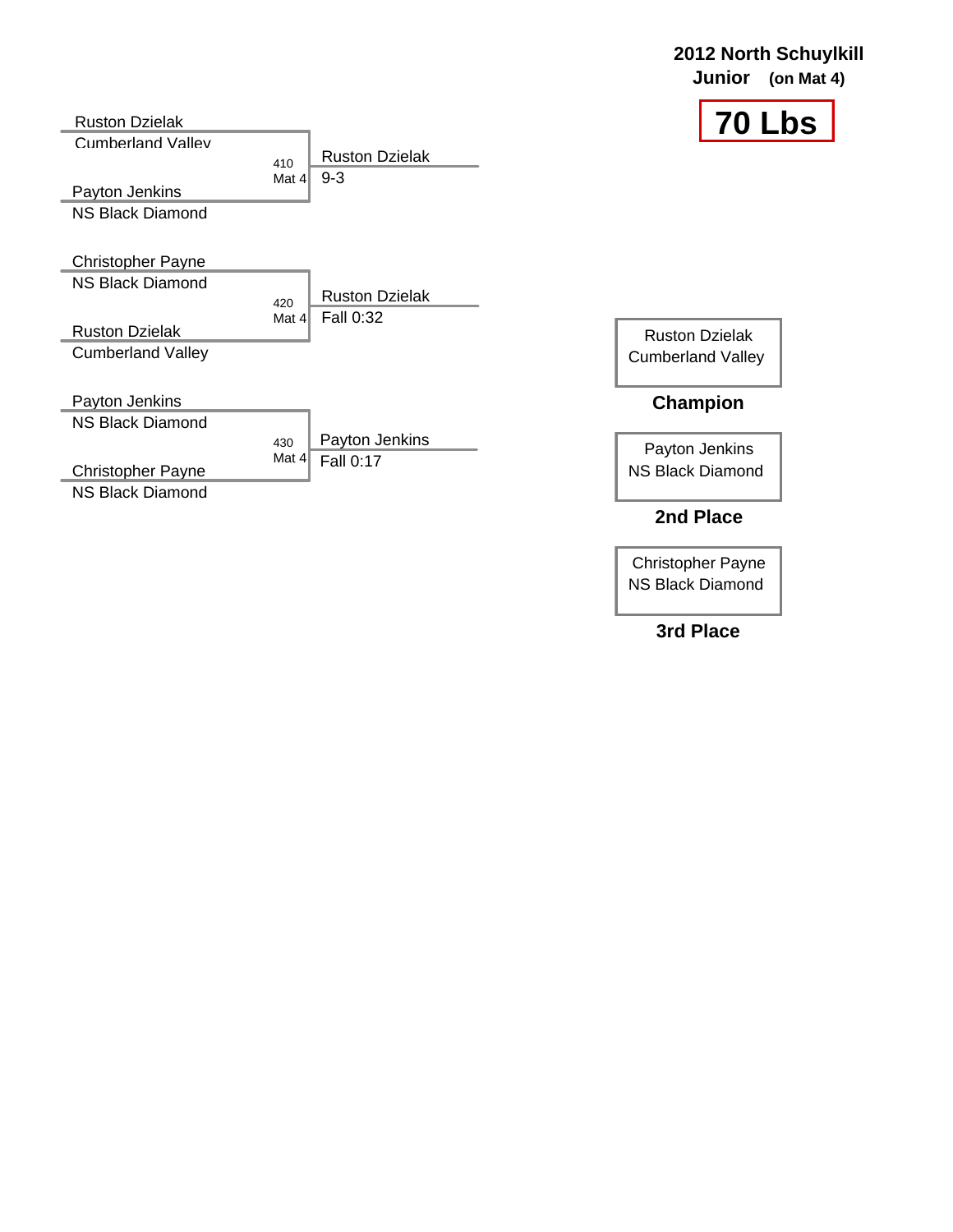**2012 North Schuylkill**
**Junior** **(on Mat 4)**

# 70 Lbs

| Match | Wrestler 1 | Wrestler 2 | Winner | Result |
|---|---|---|---|---|
| 410 Mat 4 | Ruston Dzielak (Cumberland Valley) | Payton Jenkins (NS Black Diamond) | Ruston Dzielak | 9-3 |
| 420 Mat 4 | Christopher Payne (NS Black Diamond) | Ruston Dzielak (Cumberland Valley) | Ruston Dzielak | Fall 0:32 |
| 430 Mat 4 | Payton Jenkins (NS Black Diamond) | Christopher Payne (NS Black Diamond) | Payton Jenkins | Fall 0:17 |

Ruston Dzielak
Cumberland Valley

**Champion**

Payton Jenkins
NS Black Diamond

**2nd Place**

Christopher Payne
NS Black Diamond

**3rd Place**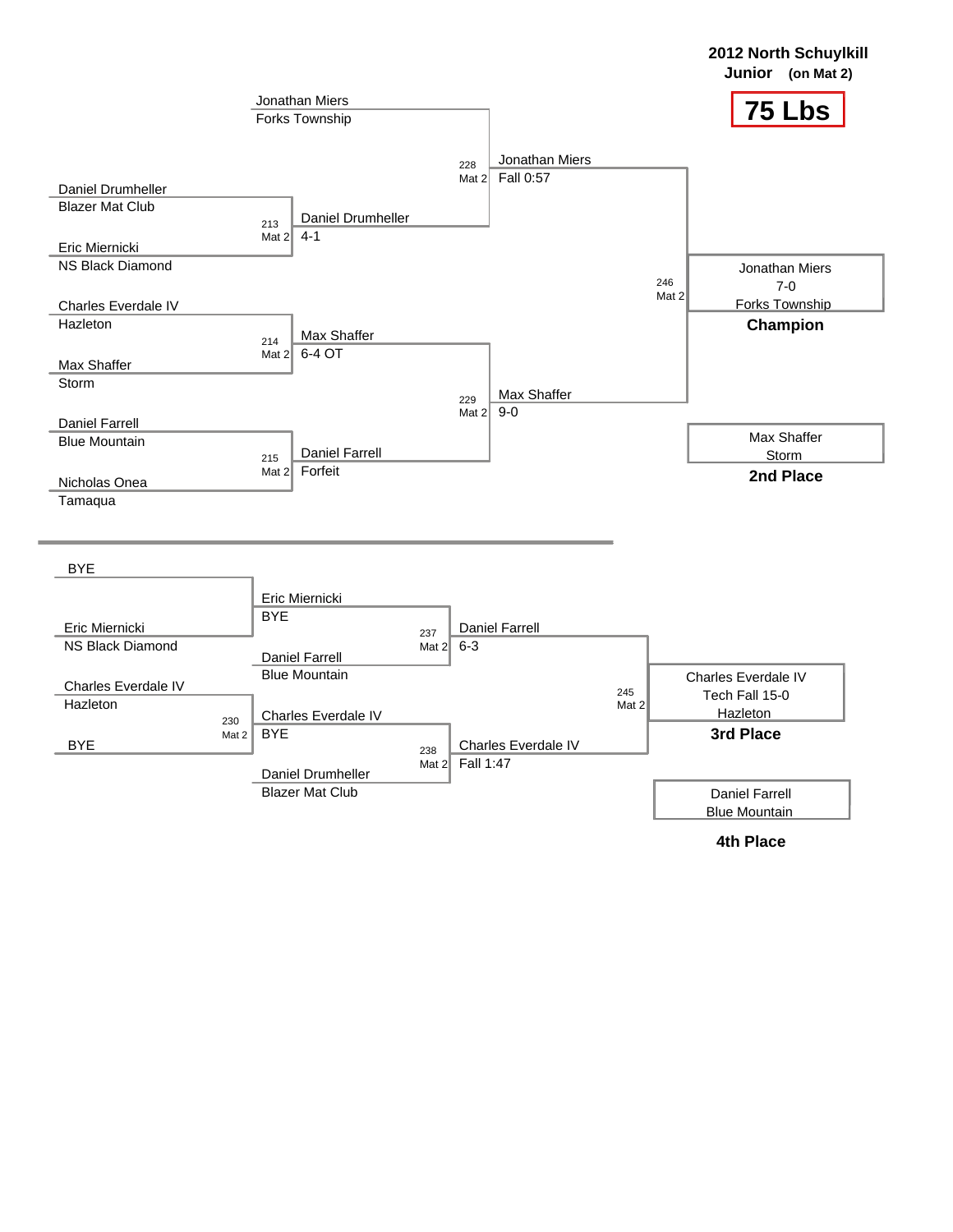## 2012 North Schuylkill
### Junior (on Mat 2)
# 75 Lbs

### Championship Bracket

**Match 213 (Mat 2):** Daniel Drumheller (Blazer Mat Club) vs. Eric Miernicki (NS Black Diamond) — Winner: Daniel Drumheller, 4-1

**Match 214 (Mat 2):** Charles Everdale IV (Hazleton) vs. Max Shaffer (Storm) — Winner: Max Shaffer, 6-4 OT

**Match 215 (Mat 2):** Daniel Farrell (Blue Mountain) vs. Nicholas Onea (Tamaqua) — Winner: Daniel Farrell, Forfeit

**Match 228 (Mat 2):** Jonathan Miers (Forks Township) vs. Daniel Drumheller — Winner: Jonathan Miers, Fall 0:57

**Match 229 (Mat 2):** Max Shaffer vs. Daniel Farrell — Winner: Max Shaffer, 9-0

**Match 246 (Mat 2):** Jonathan Miers vs. Max Shaffer — Winner: Jonathan Miers, 7-0

**Champion:** Jonathan Miers, 7-0, Forks Township

**2nd Place:** Max Shaffer, Storm

### Consolation Bracket

**BYE** vs. Eric Miernicki (NS Black Diamond) — Eric Miernicki, BYE

**Match 230 (Mat 2):** Charles Everdale IV (Hazleton) vs. BYE — Charles Everdale IV, BYE

**Match 237 (Mat 2):** Eric Miernicki vs. Daniel Farrell (Blue Mountain) — Winner: Daniel Farrell, 6-3

**Match 238 (Mat 2):** Charles Everdale IV vs. Daniel Drumheller (Blazer Mat Club) — Winner: Charles Everdale IV, Fall 1:47

**Match 245 (Mat 2):** Daniel Farrell vs. Charles Everdale IV — Winner: Charles Everdale IV, Tech Fall 15-0

**3rd Place:** Charles Everdale IV, Tech Fall 15-0, Hazleton

**4th Place:** Daniel Farrell, Blue Mountain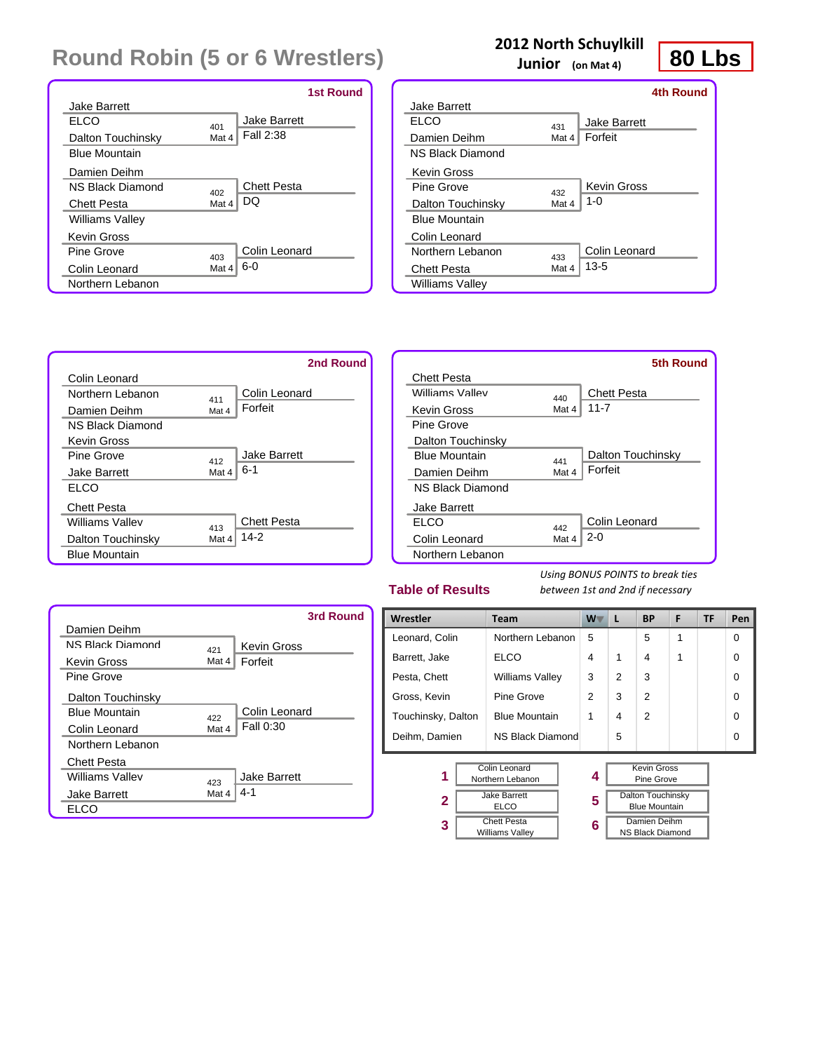# Round Robin (5 or 6 Wrestlers)

**2012 North Schuylkill**
**Junior** (on Mat 4)

**80 Lbs**

## 1st Round

| Wrestler | Team | Bout | Winner | Result |
|---|---|---|---|---|
| Jake Barrett | ELCO | 401 Mat 4 | Jake Barrett | Fall 2:38 |
| Dalton Touchinsky | Blue Mountain | | | |
| Damien Deihm | NS Black Diamond | 402 Mat 4 | Chett Pesta | DQ |
| Chett Pesta | Williams Valley | | | |
| Kevin Gross | Pine Grove | 403 Mat 4 | Colin Leonard | 6-0 |
| Colin Leonard | Northern Lebanon | | | |

## 2nd Round

| Wrestler | Team | Bout | Winner | Result |
|---|---|---|---|---|
| Colin Leonard | Northern Lebanon | 411 Mat 4 | Colin Leonard | Forfeit |
| Damien Deihm | NS Black Diamond | | | |
| Kevin Gross | Pine Grove | 412 Mat 4 | Jake Barrett | 6-1 |
| Jake Barrett | ELCO | | | |
| Chett Pesta | Williams Valley | 413 Mat 4 | Chett Pesta | 14-2 |
| Dalton Touchinsky | Blue Mountain | | | |

## 3rd Round

| Wrestler | Team | Bout | Winner | Result |
|---|---|---|---|---|
| Damien Deihm | NS Black Diamond | 421 Mat 4 | Kevin Gross | Forfeit |
| Kevin Gross | Pine Grove | | | |
| Dalton Touchinsky | Blue Mountain | 422 Mat 4 | Colin Leonard | Fall 0:30 |
| Colin Leonard | Northern Lebanon | | | |
| Chett Pesta | Williams Valley | 423 Mat 4 | Jake Barrett | 4-1 |
| Jake Barrett | ELCO | | | |

## 4th Round

| Wrestler | Team | Bout | Winner | Result |
|---|---|---|---|---|
| Jake Barrett | ELCO | 431 Mat 4 | Jake Barrett | Forfeit |
| Damien Deihm | NS Black Diamond | | | |
| Kevin Gross | Pine Grove | 432 Mat 4 | Kevin Gross | 1-0 |
| Dalton Touchinsky | Blue Mountain | | | |
| Colin Leonard | Northern Lebanon | 433 Mat 4 | Colin Leonard | 13-5 |
| Chett Pesta | Williams Valley | | | |

## 5th Round

| Wrestler | Team | Bout | Winner | Result |
|---|---|---|---|---|
| Chett Pesta | Williams Valley | 440 Mat 4 | Chett Pesta | 11-7 |
| Kevin Gross | Pine Grove | | | |
| Dalton Touchinsky | Blue Mountain | 441 Mat 4 | Dalton Touchinsky | Forfeit |
| Damien Deihm | NS Black Diamond | | | |
| Jake Barrett | ELCO | 442 Mat 4 | Colin Leonard | 2-0 |
| Colin Leonard | Northern Lebanon | | | |

## Table of Results

*Using BONUS POINTS to break ties between 1st and 2nd if necessary*

| Wrestler | Team | W | L | BP | F | TF | Pen |
|---|---|---|---|---|---|---|---|
| Leonard, Colin | Northern Lebanon | 5 | | 5 | 1 | | 0 |
| Barrett, Jake | ELCO | 4 | 1 | 4 | 1 | | 0 |
| Pesta, Chett | Williams Valley | 3 | 2 | 3 | | | 0 |
| Gross, Kevin | Pine Grove | 2 | 3 | 2 | | | 0 |
| Touchinsky, Dalton | Blue Mountain | 1 | 4 | 2 | | | 0 |
| Deihm, Damien | NS Black Diamond | | 5 | | | | 0 |

| Place | Wrestler | Team |
|---|---|---|
| 1 | Colin Leonard | Northern Lebanon |
| 2 | Jake Barrett | ELCO |
| 3 | Chett Pesta | Williams Valley |
| 4 | Kevin Gross | Pine Grove |
| 5 | Dalton Touchinsky | Blue Mountain |
| 6 | Damien Deihm | NS Black Diamond |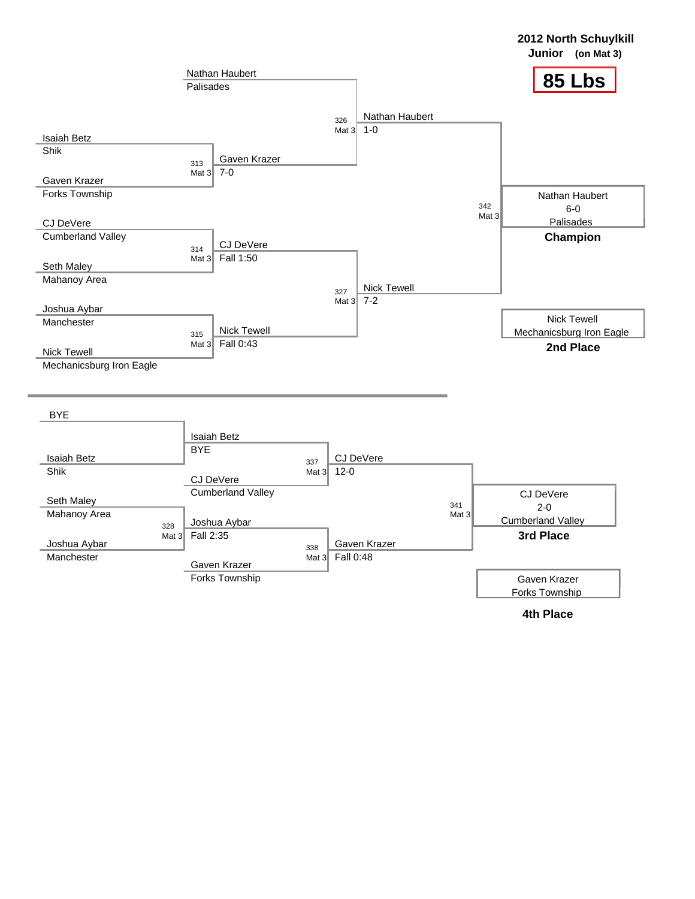**2012 North Schuylkill**
**Junior** (on Mat 3)

# 85 Lbs

## Championship Bracket

| Wrestler | Team |
|---|---|
| Nathan Haubert | Palisades |
| Isaiah Betz | Shik |
| Gaven Krazer | Forks Township |
| CJ DeVere | Cumberland Valley |
| Seth Maley | Mahanoy Area |
| Joshua Aybar | Manchester |
| Nick Tewell | Mechanicsburg Iron Eagle |

| Bout | Mat | Winner | Result |
|---|---|---|---|
| 313 | Mat 3 | Gaven Krazer | 7-0 |
| 314 | Mat 3 | CJ DeVere | Fall 1:50 |
| 315 | Mat 3 | Nick Tewell | Fall 0:43 |
| 326 | Mat 3 | Nathan Haubert | 1-0 |
| 327 | Mat 3 | Nick Tewell | 7-2 |
| 342 | Mat 3 | Nathan Haubert | 6-0 |

**Champion:** Nathan Haubert, Palisades (6-0)

**2nd Place:** Nick Tewell, Mechanicsburg Iron Eagle

## Consolation Bracket

| Bout | Mat | Wrestlers | Winner | Result |
|---|---|---|---|---|
| | | BYE vs. Isaiah Betz (Shik) | Isaiah Betz | BYE |
| 328 | Mat 3 | Seth Maley (Mahanoy Area) vs. Joshua Aybar (Manchester) | Joshua Aybar | Fall 2:35 |
| 337 | Mat 3 | Isaiah Betz vs. CJ DeVere (Cumberland Valley) | CJ DeVere | 12-0 |
| 338 | Mat 3 | Joshua Aybar vs. Gaven Krazer (Forks Township) | Gaven Krazer | Fall 0:48 |
| 341 | Mat 3 | CJ DeVere vs. Gaven Krazer | CJ DeVere | 2-0 |

**3rd Place:** CJ DeVere, Cumberland Valley (2-0)

**4th Place:** Gaven Krazer, Forks Township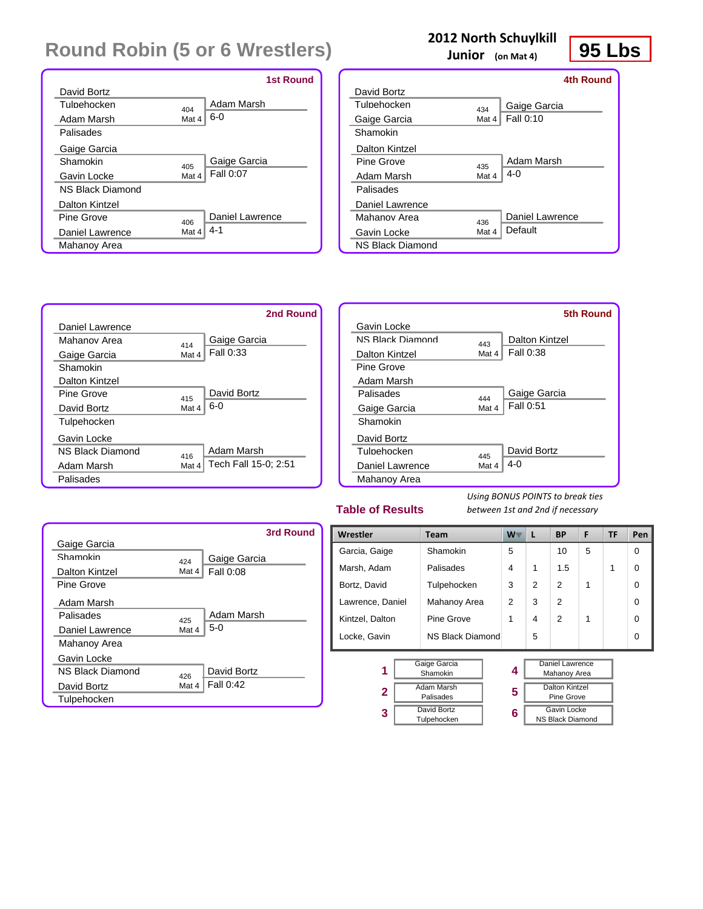# Round Robin (5 or 6 Wrestlers)

**2012 North Schuylkill**
**Junior** (on Mat 4)

**95 Lbs**

### 1st Round

| Wrestler | Team | Bout | Winner | Result |
|---|---|---|---|---|
| David Bortz | Tulpehocken | 404 Mat 4 | Adam Marsh | 6-0 |
| Adam Marsh | Palisades | | | |
| Gaige Garcia | Shamokin | 405 Mat 4 | Gaige Garcia | Fall 0:07 |
| Gavin Locke | NS Black Diamond | | | |
| Dalton Kintzel | Pine Grove | 406 Mat 4 | Daniel Lawrence | 4-1 |
| Daniel Lawrence | Mahanoy Area | | | |

### 2nd Round

| Wrestler | Team | Bout | Winner | Result |
|---|---|---|---|---|
| Daniel Lawrence | Mahanoy Area | 414 Mat 4 | Gaige Garcia | Fall 0:33 |
| Gaige Garcia | Shamokin | | | |
| Dalton Kintzel | Pine Grove | 415 Mat 4 | David Bortz | 6-0 |
| David Bortz | Tulpehocken | | | |
| Gavin Locke | NS Black Diamond | 416 Mat 4 | Adam Marsh | Tech Fall 15-0; 2:51 |
| Adam Marsh | Palisades | | | |

### 3rd Round

| Wrestler | Team | Bout | Winner | Result |
|---|---|---|---|---|
| Gaige Garcia | Shamokin | 424 Mat 4 | Gaige Garcia | Fall 0:08 |
| Dalton Kintzel | Pine Grove | | | |
| Adam Marsh | Palisades | 425 Mat 4 | Adam Marsh | 5-0 |
| Daniel Lawrence | Mahanoy Area | | | |
| Gavin Locke | NS Black Diamond | 426 Mat 4 | David Bortz | Fall 0:42 |
| David Bortz | Tulpehocken | | | |

### 4th Round

| Wrestler | Team | Bout | Winner | Result |
|---|---|---|---|---|
| David Bortz | Tulpehocken | 434 Mat 4 | Gaige Garcia | Fall 0:10 |
| Gaige Garcia | Shamokin | | | |
| Dalton Kintzel | Pine Grove | 435 Mat 4 | Adam Marsh | 4-0 |
| Adam Marsh | Palisades | | | |
| Daniel Lawrence | Mahanoy Area | 436 Mat 4 | Daniel Lawrence | Default |
| Gavin Locke | NS Black Diamond | | | |

### 5th Round

| Wrestler | Team | Bout | Winner | Result |
|---|---|---|---|---|
| Gavin Locke | NS Black Diamond | 443 Mat 4 | Dalton Kintzel | Fall 0:38 |
| Dalton Kintzel | Pine Grove | | | |
| Adam Marsh | Palisades | 444 Mat 4 | Gaige Garcia | Fall 0:51 |
| Gaige Garcia | Shamokin | | | |
| David Bortz | Tulpehocken | 445 Mat 4 | David Bortz | 4-0 |
| Daniel Lawrence | Mahanoy Area | | | |

### Table of Results

*Using BONUS POINTS to break ties between 1st and 2nd if necessary*

| Wrestler | Team | W | L | BP | F | TF | Pen |
|---|---|---|---|---|---|---|---|
| Garcia, Gaige | Shamokin | 5 | | 10 | 5 | | 0 |
| Marsh, Adam | Palisades | 4 | 1 | 1.5 | | 1 | 0 |
| Bortz, David | Tulpehocken | 3 | 2 | 2 | 1 | | 0 |
| Lawrence, Daniel | Mahanoy Area | 2 | 3 | 2 | | | 0 |
| Kintzel, Dalton | Pine Grove | 1 | 4 | 2 | 1 | | 0 |
| Locke, Gavin | NS Black Diamond | | 5 | | | | 0 |

| Place | Wrestler | Team |
|---|---|---|
| 1 | Gaige Garcia | Shamokin |
| 2 | Adam Marsh | Palisades |
| 3 | David Bortz | Tulpehocken |
| 4 | Daniel Lawrence | Mahanoy Area |
| 5 | Dalton Kintzel | Pine Grove |
| 6 | Gavin Locke | NS Black Diamond |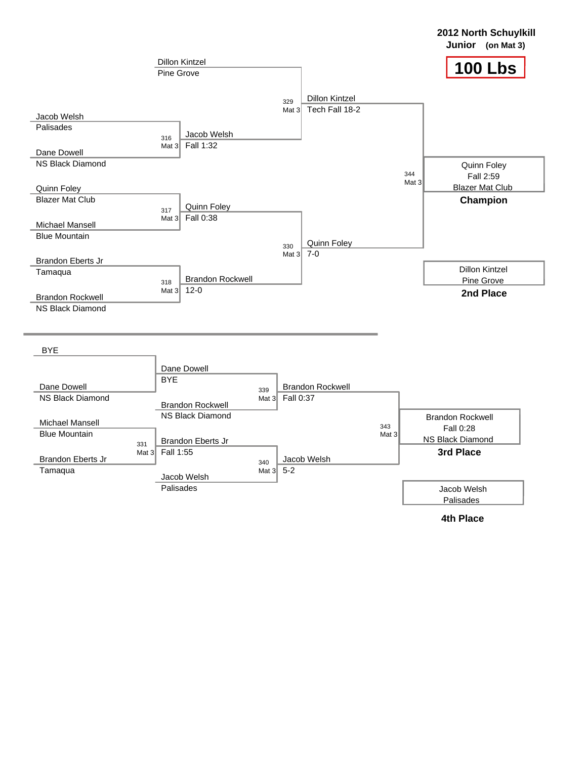**2012 North Schuylkill**
**Junior (on Mat 3)**

# 100 Lbs

## Championship Bracket

| Wrestler | Team |
|---|---|
| Dillon Kintzel | Pine Grove |
| Jacob Welsh | Palisades |
| Dane Dowell | NS Black Diamond |
| Quinn Foley | Blazer Mat Club |
| Michael Mansell | Blue Mountain |
| Brandon Eberts Jr | Tamaqua |
| Brandon Rockwell | NS Black Diamond |

| Bout | Mat | Matchup | Winner | Result |
|---|---|---|---|---|
| 316 | Mat 3 | Jacob Welsh vs Dane Dowell | Jacob Welsh | Fall 1:32 |
| 317 | Mat 3 | Quinn Foley vs Michael Mansell | Quinn Foley | Fall 0:38 |
| 318 | Mat 3 | Brandon Eberts Jr vs Brandon Rockwell | Brandon Rockwell | 12-0 |
| 329 | Mat 3 | Dillon Kintzel vs Jacob Welsh | Dillon Kintzel | Tech Fall 18-2 |
| 330 | Mat 3 | Quinn Foley vs Brandon Rockwell | Quinn Foley | 7-0 |
| 344 | Mat 3 | Dillon Kintzel vs Quinn Foley | Quinn Foley | Fall 2:59 |

**Champion:** Quinn Foley, Blazer Mat Club — Fall 2:59

**2nd Place:** Dillon Kintzel, Pine Grove

## Consolation Bracket

| Bout | Mat | Matchup | Winner | Result |
|---|---|---|---|---|
| | | BYE vs Dane Dowell (NS Black Diamond) | Dane Dowell | BYE |
| 331 | Mat 3 | Michael Mansell (Blue Mountain) vs Brandon Eberts Jr (Tamaqua) | Brandon Eberts Jr | Fall 1:55 |
| 339 | Mat 3 | Dane Dowell vs Brandon Rockwell (NS Black Diamond) | Brandon Rockwell | Fall 0:37 |
| 340 | Mat 3 | Brandon Eberts Jr vs Jacob Welsh (Palisades) | Jacob Welsh | 5-2 |
| 343 | Mat 3 | Brandon Rockwell vs Jacob Welsh | Brandon Rockwell | Fall 0:28 |

**3rd Place:** Brandon Rockwell, NS Black Diamond — Fall 0:28

**4th Place:** Jacob Welsh, Palisades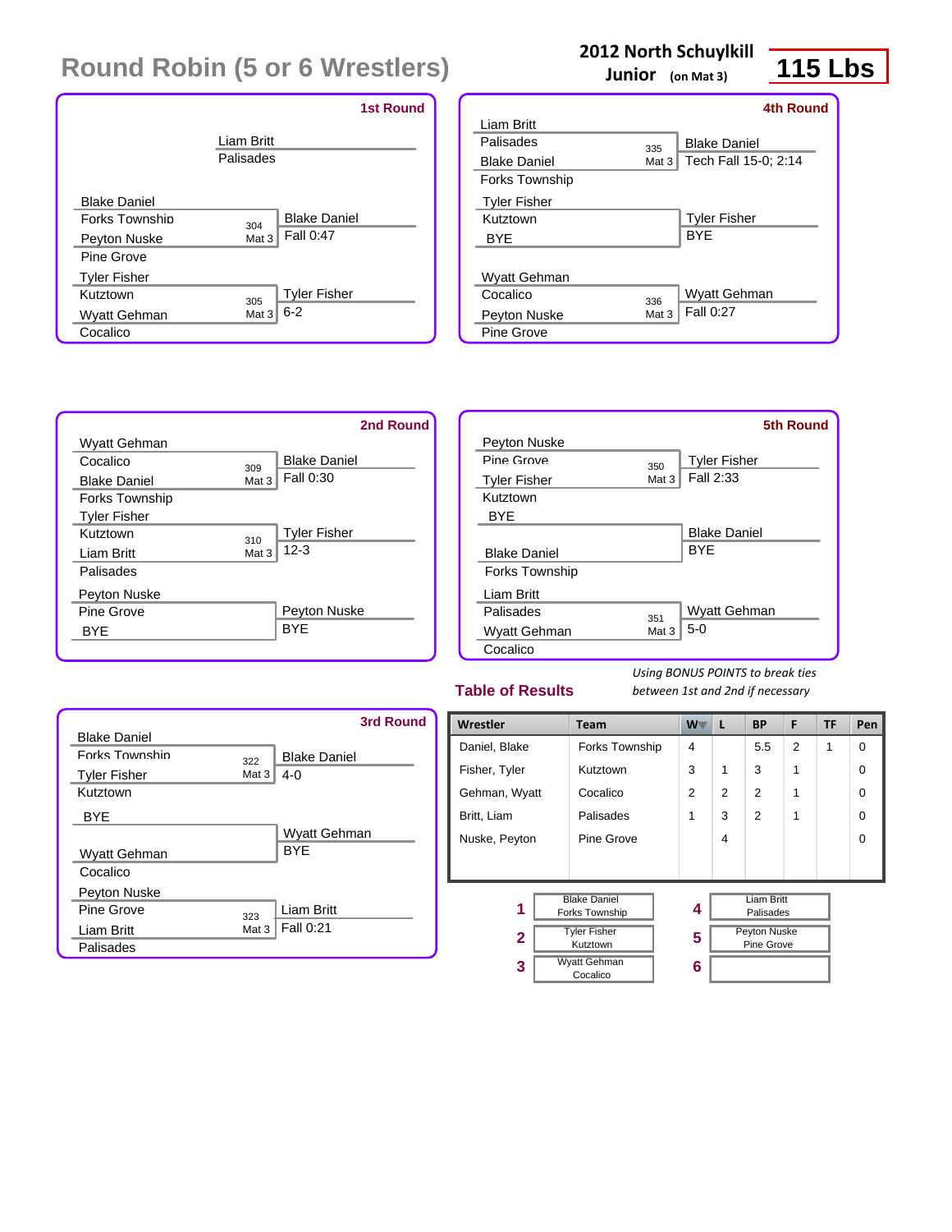# Round Robin (5 or 6 Wrestlers)

**2012 North Schuylkill**
**Junior** (on Mat 3)

**115 Lbs**

## 1st Round

Liam Britt
Palisades

| Wrestlers | Bout | Winner / Result |
|---|---|---|
| Blake Daniel (Forks Township) vs. Peyton Nuske (Pine Grove) | 304 Mat 3 | Blake Daniel — Fall 0:47 |
| Tyler Fisher (Kutztown) vs. Wyatt Gehman (Cocalico) | 305 Mat 3 | Tyler Fisher — 6-2 |

## 2nd Round

| Wrestlers | Bout | Winner / Result |
|---|---|---|
| Wyatt Gehman (Cocalico) vs. Blake Daniel (Forks Township) | 309 Mat 3 | Blake Daniel — Fall 0:30 |
| Tyler Fisher (Kutztown) vs. Liam Britt (Palisades) | 310 Mat 3 | Tyler Fisher — 12-3 |
| Peyton Nuske (Pine Grove) vs. BYE | | Peyton Nuske — BYE |

## 3rd Round

| Wrestlers | Bout | Winner / Result |
|---|---|---|
| Blake Daniel (Forks Township) vs. Tyler Fisher (Kutztown) | 322 Mat 3 | Blake Daniel — 4-0 |
| BYE vs. Wyatt Gehman (Cocalico) | | Wyatt Gehman — BYE |
| Peyton Nuske (Pine Grove) vs. Liam Britt (Palisades) | 323 Mat 3 | Liam Britt — Fall 0:21 |

## 4th Round

| Wrestlers | Bout | Winner / Result |
|---|---|---|
| Liam Britt (Palisades) vs. Blake Daniel (Forks Township) | 335 Mat 3 | Blake Daniel — Tech Fall 15-0; 2:14 |
| Tyler Fisher (Kutztown) vs. BYE | | Tyler Fisher — BYE |
| Wyatt Gehman (Cocalico) vs. Peyton Nuske (Pine Grove) | 336 Mat 3 | Wyatt Gehman — Fall 0:27 |

## 5th Round

| Wrestlers | Bout | Winner / Result |
|---|---|---|
| Peyton Nuske (Pine Grove) vs. Tyler Fisher (Kutztown) | 350 Mat 3 | Tyler Fisher — Fall 2:33 |
| BYE vs. Blake Daniel (Forks Township) | | Blake Daniel — BYE |
| Liam Britt (Palisades) vs. Wyatt Gehman (Cocalico) | 351 Mat 3 | Wyatt Gehman — 5-0 |

## Table of Results

*Using BONUS POINTS to break ties between 1st and 2nd if necessary*

| Wrestler | Team | W | L | BP | F | TF | Pen |
|---|---|---|---|---|---|---|---|
| Daniel, Blake | Forks Township | 4 | | 5.5 | 2 | 1 | 0 |
| Fisher, Tyler | Kutztown | 3 | 1 | 3 | 1 | | 0 |
| Gehman, Wyatt | Cocalico | 2 | 2 | 2 | 1 | | 0 |
| Britt, Liam | Palisades | 1 | 3 | 2 | 1 | | 0 |
| Nuske, Peyton | Pine Grove | | 4 | | | | 0 |

| Place | Wrestler |
|---|---|
| 1 | Blake Daniel, Forks Township |
| 2 | Tyler Fisher, Kutztown |
| 3 | Wyatt Gehman, Cocalico |
| 4 | Liam Britt, Palisades |
| 5 | Peyton Nuske, Pine Grove |
| 6 | |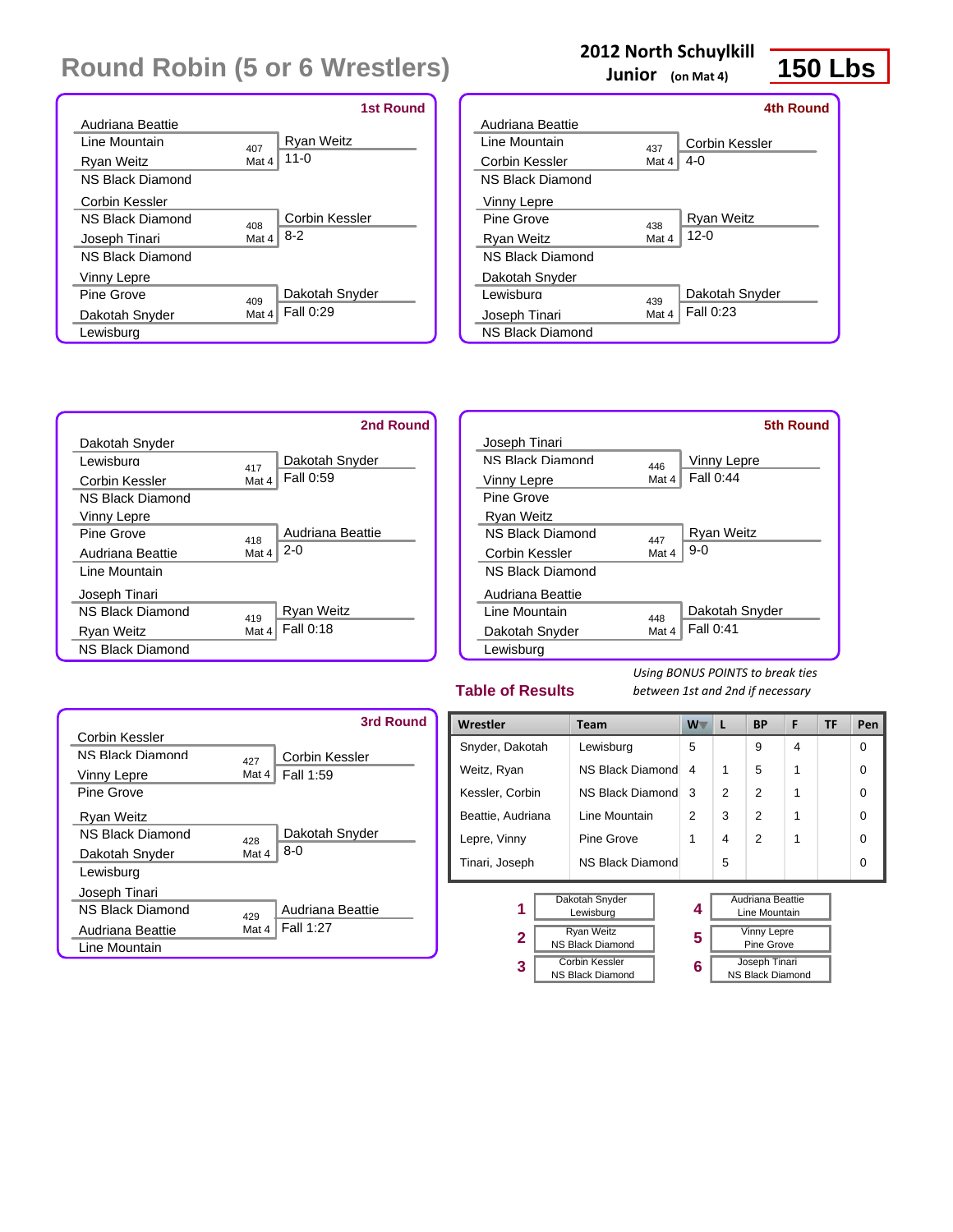# Round Robin (5 or 6 Wrestlers)

**2012 North Schuylkill Junior** (on Mat 4) **150 Lbs**

### 1st Round

| Wrestler 1 | Wrestler 2 | Bout | Winner | Result |
|---|---|---|---|---|
| Audriana Beattie, Line Mountain | Ryan Weitz, NS Black Diamond | 407 Mat 4 | Ryan Weitz | 11-0 |
| Corbin Kessler, NS Black Diamond | Joseph Tinari, NS Black Diamond | 408 Mat 4 | Corbin Kessler | 8-2 |
| Vinny Lepre, Pine Grove | Dakotah Snyder, Lewisburg | 409 Mat 4 | Dakotah Snyder | Fall 0:29 |

### 2nd Round

| Wrestler 1 | Wrestler 2 | Bout | Winner | Result |
|---|---|---|---|---|
| Dakotah Snyder, Lewisburg | Corbin Kessler, NS Black Diamond | 417 Mat 4 | Dakotah Snyder | Fall 0:59 |
| Vinny Lepre, Pine Grove | Audriana Beattie, Line Mountain | 418 Mat 4 | Audriana Beattie | 2-0 |
| Joseph Tinari, NS Black Diamond | Ryan Weitz, NS Black Diamond | 419 Mat 4 | Ryan Weitz | Fall 0:18 |

### 3rd Round

| Wrestler 1 | Wrestler 2 | Bout | Winner | Result |
|---|---|---|---|---|
| Corbin Kessler, NS Black Diamond | Vinny Lepre, Pine Grove | 427 Mat 4 | Corbin Kessler | Fall 1:59 |
| Ryan Weitz, NS Black Diamond | Dakotah Snyder, Lewisburg | 428 Mat 4 | Dakotah Snyder | 8-0 |
| Joseph Tinari, NS Black Diamond | Audriana Beattie, Line Mountain | 429 Mat 4 | Audriana Beattie | Fall 1:27 |

### 4th Round

| Wrestler 1 | Wrestler 2 | Bout | Winner | Result |
|---|---|---|---|---|
| Audriana Beattie, Line Mountain | Corbin Kessler, NS Black Diamond | 437 Mat 4 | Corbin Kessler | 4-0 |
| Vinny Lepre, Pine Grove | Ryan Weitz, NS Black Diamond | 438 Mat 4 | Ryan Weitz | 12-0 |
| Dakotah Snyder, Lewisburg | Joseph Tinari, NS Black Diamond | 439 Mat 4 | Dakotah Snyder | Fall 0:23 |

### 5th Round

| Wrestler 1 | Wrestler 2 | Bout | Winner | Result |
|---|---|---|---|---|
| Joseph Tinari, NS Black Diamond | Vinny Lepre, Pine Grove | 446 Mat 4 | Vinny Lepre | Fall 0:44 |
| Ryan Weitz, NS Black Diamond | Corbin Kessler, NS Black Diamond | 447 Mat 4 | Ryan Weitz | 9-0 |
| Audriana Beattie, Line Mountain | Dakotah Snyder, Lewisburg | 448 Mat 4 | Dakotah Snyder | Fall 0:41 |

## Table of Results

*Using BONUS POINTS to break ties between 1st and 2nd if necessary*

| Wrestler | Team | W | L | BP | F | TF | Pen |
|---|---|---|---|---|---|---|---|
| Snyder, Dakotah | Lewisburg | 5 | | 9 | 4 | | 0 |
| Weitz, Ryan | NS Black Diamond | 4 | 1 | 5 | 1 | | 0 |
| Kessler, Corbin | NS Black Diamond | 3 | 2 | 2 | 1 | | 0 |
| Beattie, Audriana | Line Mountain | 2 | 3 | 2 | 1 | | 0 |
| Lepre, Vinny | Pine Grove | 1 | 4 | 2 | 1 | | 0 |
| Tinari, Joseph | NS Black Diamond | | 5 | | | | 0 |

| Place | Wrestler | Team |
|---|---|---|
| 1 | Dakotah Snyder | Lewisburg |
| 2 | Ryan Weitz | NS Black Diamond |
| 3 | Corbin Kessler | NS Black Diamond |
| 4 | Audriana Beattie | Line Mountain |
| 5 | Vinny Lepre | Pine Grove |
| 6 | Joseph Tinari | NS Black Diamond |